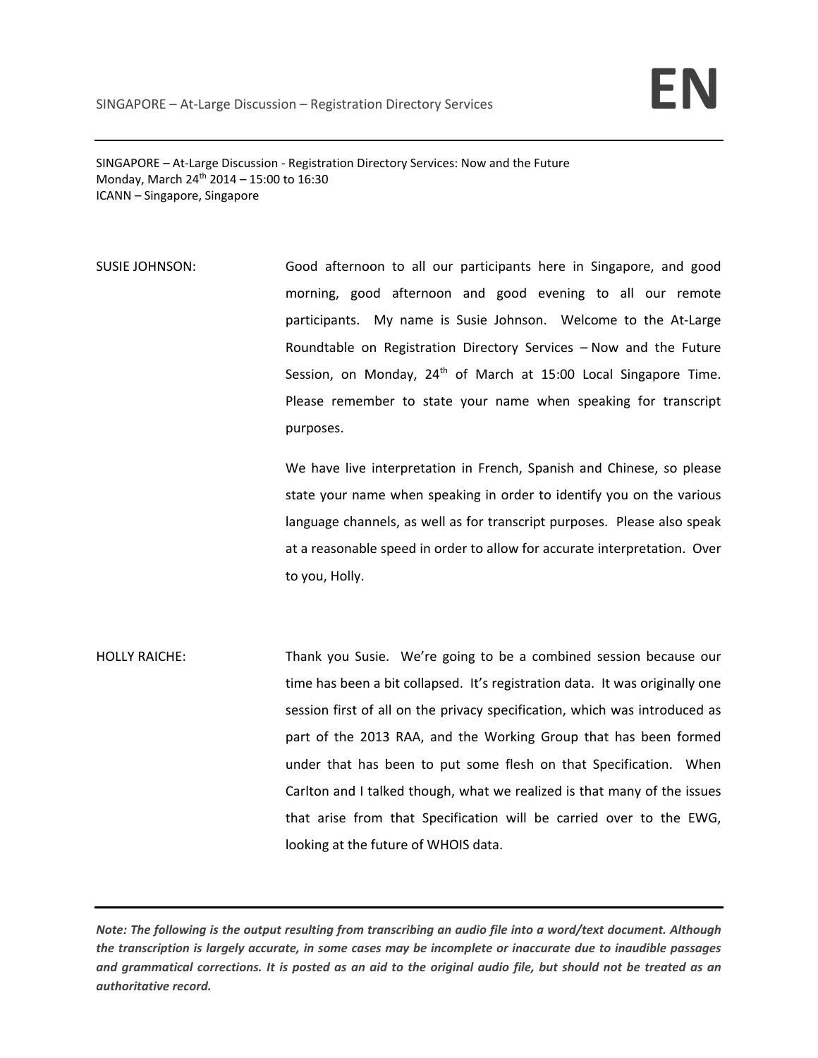SINGAPORE – At-Large Discussion - Registration Directory Services: Now and the Future
Monday, March 24th 2014 – 15:00 to 16:30
ICANN – Singapore, Singapore

SUSIE JOHNSON: Good afternoon to all our participants here in Singapore, and good morning, good afternoon and good evening to all our remote participants. My name is Susie Johnson. Welcome to the At-Large Roundtable on Registration Directory Services – Now and the Future Session, on Monday, 24th of March at 15:00 Local Singapore Time. Please remember to state your name when speaking for transcript purposes.

We have live interpretation in French, Spanish and Chinese, so please state your name when speaking in order to identify you on the various language channels, as well as for transcript purposes. Please also speak at a reasonable speed in order to allow for accurate interpretation. Over to you, Holly.

HOLLY RAICHE: Thank you Susie. We're going to be a combined session because our time has been a bit collapsed. It's registration data. It was originally one session first of all on the privacy specification, which was introduced as part of the 2013 RAA, and the Working Group that has been formed under that has been to put some flesh on that Specification. When Carlton and I talked though, what we realized is that many of the issues that arise from that Specification will be carried over to the EWG, looking at the future of WHOIS data.

***Note: The following is the output resulting from transcribing an audio file into a word/text document. Although the transcription is largely accurate, in some cases may be incomplete or inaccurate due to inaudible passages and grammatical corrections. It is posted as an aid to the original audio file, but should not be treated as an authoritative record.***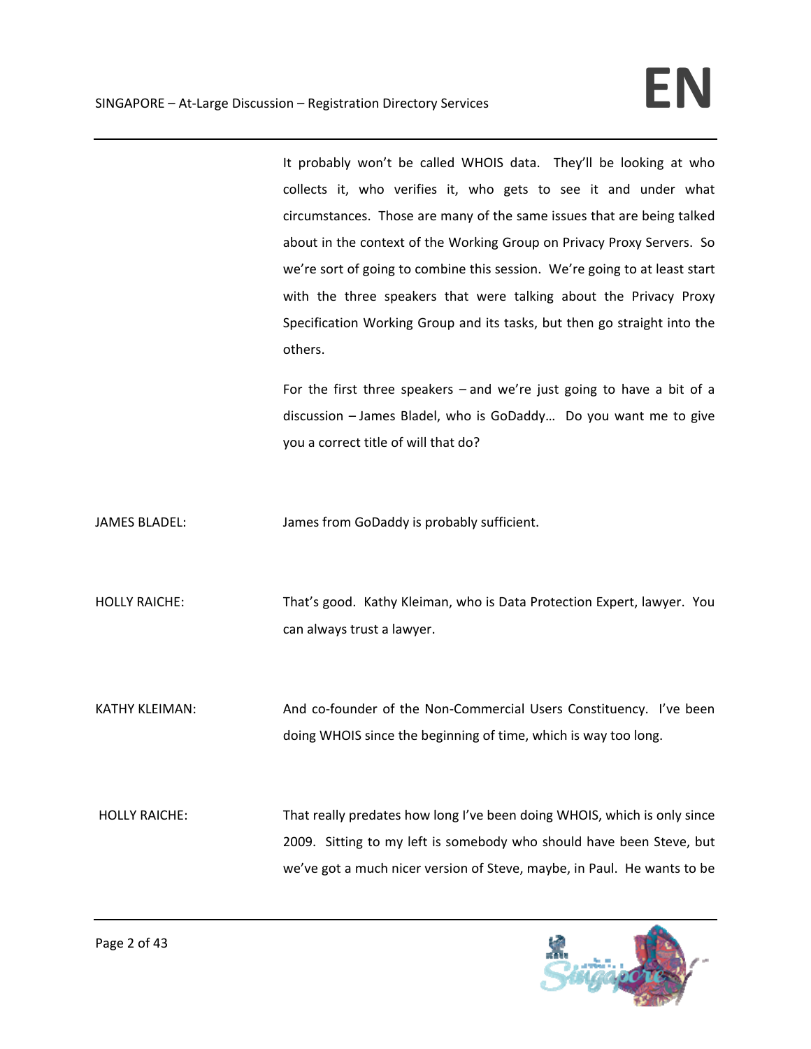It probably won't be called WHOIS data. They'll be looking at who collects it, who verifies it, who gets to see it and under what circumstances. Those are many of the same issues that are being talked about in the context of the Working Group on Privacy Proxy Servers. So we're sort of going to combine this session. We're going to at least start with the three speakers that were talking about the Privacy Proxy Specification Working Group and its tasks, but then go straight into the others.

For the first three speakers – and we're just going to have a bit of a discussion – James Bladel, who is GoDaddy… Do you want me to give you a correct title of will that do?

JAMES BLADEL: James from GoDaddy is probably sufficient.

HOLLY RAICHE: That's good. Kathy Kleiman, who is Data Protection Expert, lawyer. You can always trust a lawyer.

KATHY KLEIMAN: And co-founder of the Non-Commercial Users Constituency. I've been doing WHOIS since the beginning of time, which is way too long.

HOLLY RAICHE: That really predates how long I've been doing WHOIS, which is only since 2009. Sitting to my left is somebody who should have been Steve, but we've got a much nicer version of Steve, maybe, in Paul. He wants to be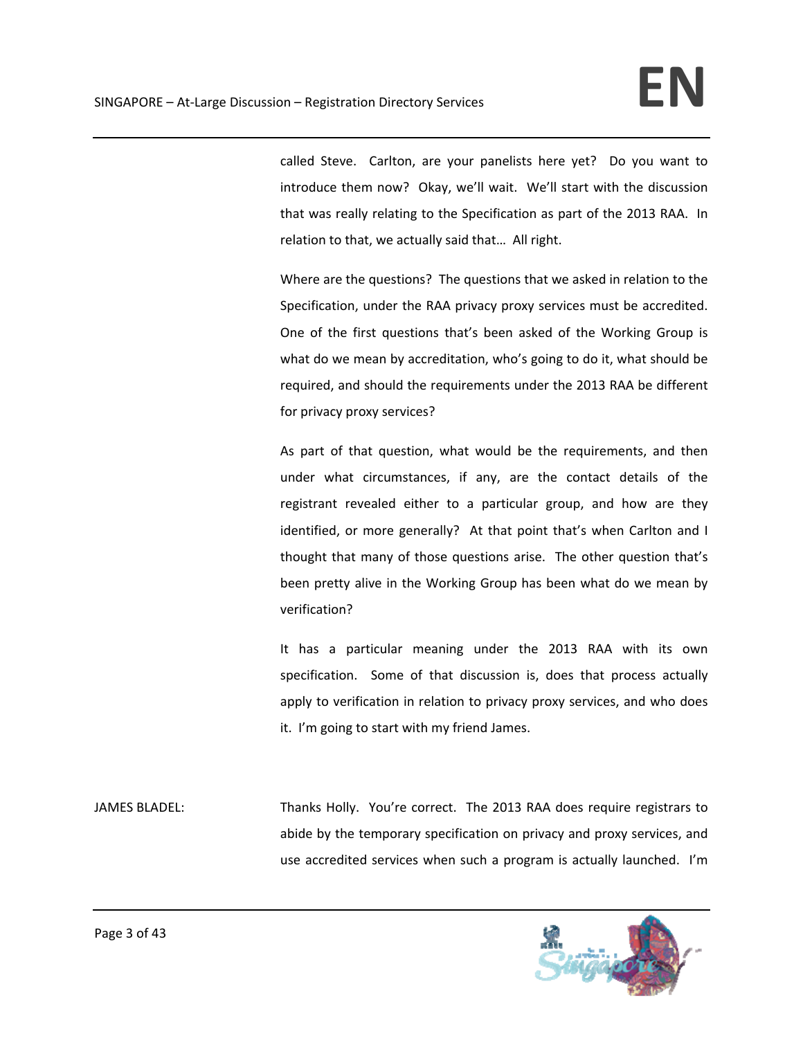called Steve. Carlton, are your panelists here yet? Do you want to introduce them now? Okay, we'll wait. We'll start with the discussion that was really relating to the Specification as part of the 2013 RAA. In relation to that, we actually said that… All right.

Where are the questions? The questions that we asked in relation to the Specification, under the RAA privacy proxy services must be accredited. One of the first questions that's been asked of the Working Group is what do we mean by accreditation, who's going to do it, what should be required, and should the requirements under the 2013 RAA be different for privacy proxy services?

As part of that question, what would be the requirements, and then under what circumstances, if any, are the contact details of the registrant revealed either to a particular group, and how are they identified, or more generally? At that point that's when Carlton and I thought that many of those questions arise. The other question that's been pretty alive in the Working Group has been what do we mean by verification?

It has a particular meaning under the 2013 RAA with its own specification. Some of that discussion is, does that process actually apply to verification in relation to privacy proxy services, and who does it. I'm going to start with my friend James.

JAMES BLADEL: Thanks Holly. You're correct. The 2013 RAA does require registrars to abide by the temporary specification on privacy and proxy services, and use accredited services when such a program is actually launched. I'm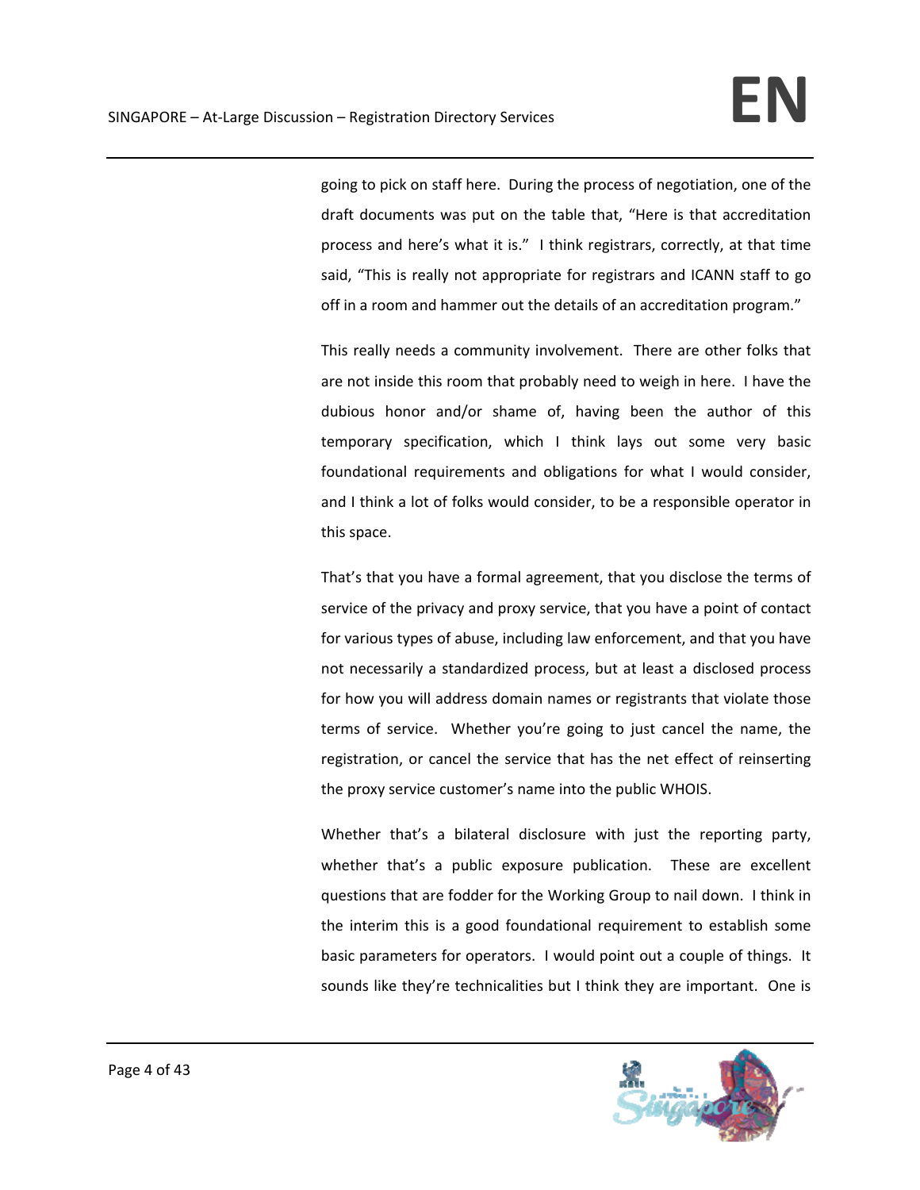going to pick on staff here. During the process of negotiation, one of the draft documents was put on the table that, "Here is that accreditation process and here's what it is." I think registrars, correctly, at that time said, "This is really not appropriate for registrars and ICANN staff to go off in a room and hammer out the details of an accreditation program."

This really needs a community involvement. There are other folks that are not inside this room that probably need to weigh in here. I have the dubious honor and/or shame of, having been the author of this temporary specification, which I think lays out some very basic foundational requirements and obligations for what I would consider, and I think a lot of folks would consider, to be a responsible operator in this space.

That's that you have a formal agreement, that you disclose the terms of service of the privacy and proxy service, that you have a point of contact for various types of abuse, including law enforcement, and that you have not necessarily a standardized process, but at least a disclosed process for how you will address domain names or registrants that violate those terms of service. Whether you're going to just cancel the name, the registration, or cancel the service that has the net effect of reinserting the proxy service customer's name into the public WHOIS.

Whether that's a bilateral disclosure with just the reporting party, whether that's a public exposure publication. These are excellent questions that are fodder for the Working Group to nail down. I think in the interim this is a good foundational requirement to establish some basic parameters for operators. I would point out a couple of things. It sounds like they're technicalities but I think they are important. One is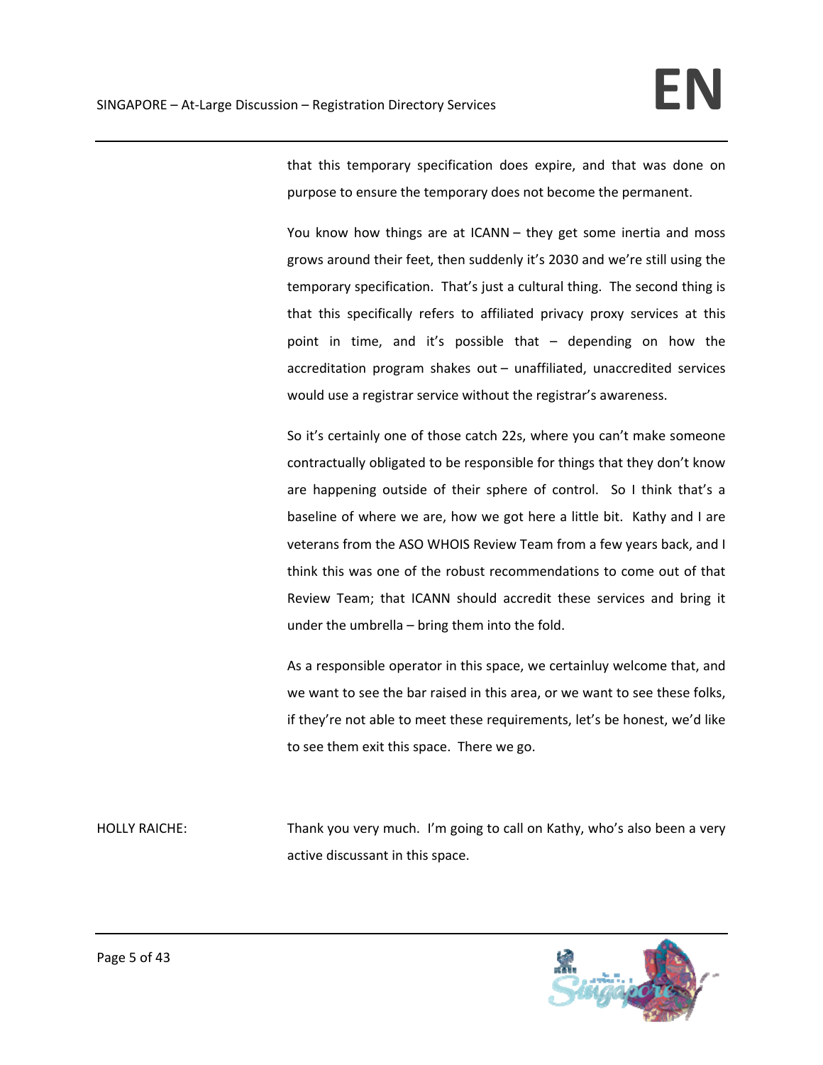that this temporary specification does expire, and that was done on purpose to ensure the temporary does not become the permanent.

You know how things are at ICANN – they get some inertia and moss grows around their feet, then suddenly it's 2030 and we're still using the temporary specification. That's just a cultural thing. The second thing is that this specifically refers to affiliated privacy proxy services at this point in time, and it's possible that – depending on how the accreditation program shakes out – unaffiliated, unaccredited services would use a registrar service without the registrar's awareness.

So it's certainly one of those catch 22s, where you can't make someone contractually obligated to be responsible for things that they don't know are happening outside of their sphere of control. So I think that's a baseline of where we are, how we got here a little bit. Kathy and I are veterans from the ASO WHOIS Review Team from a few years back, and I think this was one of the robust recommendations to come out of that Review Team; that ICANN should accredit these services and bring it under the umbrella – bring them into the fold.

As a responsible operator in this space, we certainluy welcome that, and we want to see the bar raised in this area, or we want to see these folks, if they're not able to meet these requirements, let's be honest, we'd like to see them exit this space. There we go.

HOLLY RAICHE: Thank you very much. I'm going to call on Kathy, who's also been a very active discussant in this space.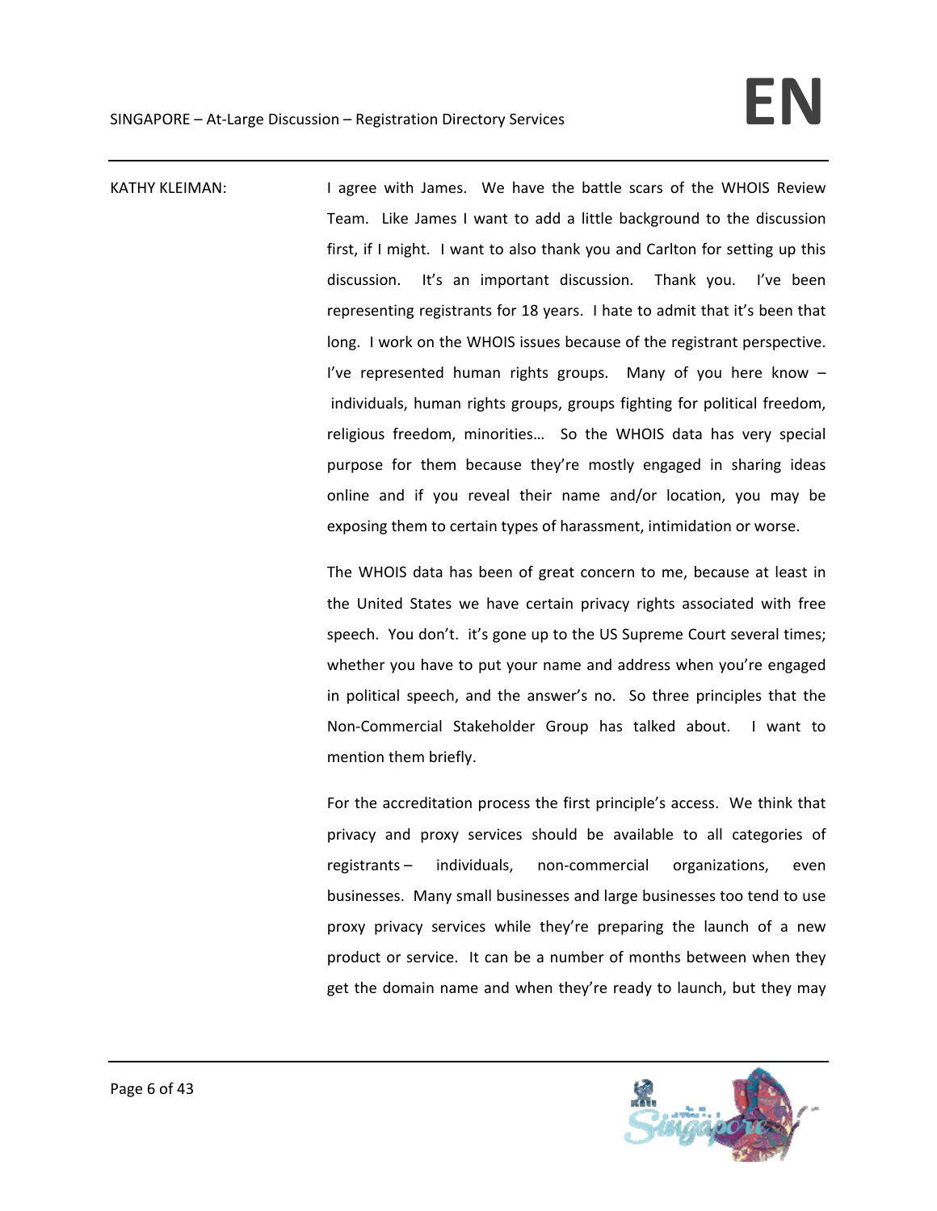KATHY KLEIMAN: I agree with James. We have the battle scars of the WHOIS Review Team. Like James I want to add a little background to the discussion first, if I might. I want to also thank you and Carlton for setting up this discussion. It's an important discussion. Thank you. I've been representing registrants for 18 years. I hate to admit that it's been that long. I work on the WHOIS issues because of the registrant perspective. I've represented human rights groups. Many of you here know – individuals, human rights groups, groups fighting for political freedom, religious freedom, minorities… So the WHOIS data has very special purpose for them because they're mostly engaged in sharing ideas online and if you reveal their name and/or location, you may be exposing them to certain types of harassment, intimidation or worse.

The WHOIS data has been of great concern to me, because at least in the United States we have certain privacy rights associated with free speech. You don't. it's gone up to the US Supreme Court several times; whether you have to put your name and address when you're engaged in political speech, and the answer's no. So three principles that the Non-Commercial Stakeholder Group has talked about. I want to mention them briefly.

For the accreditation process the first principle's access. We think that privacy and proxy services should be available to all categories of registrants – individuals, non-commercial organizations, even businesses. Many small businesses and large businesses too tend to use proxy privacy services while they're preparing the launch of a new product or service. It can be a number of months between when they get the domain name and when they're ready to launch, but they may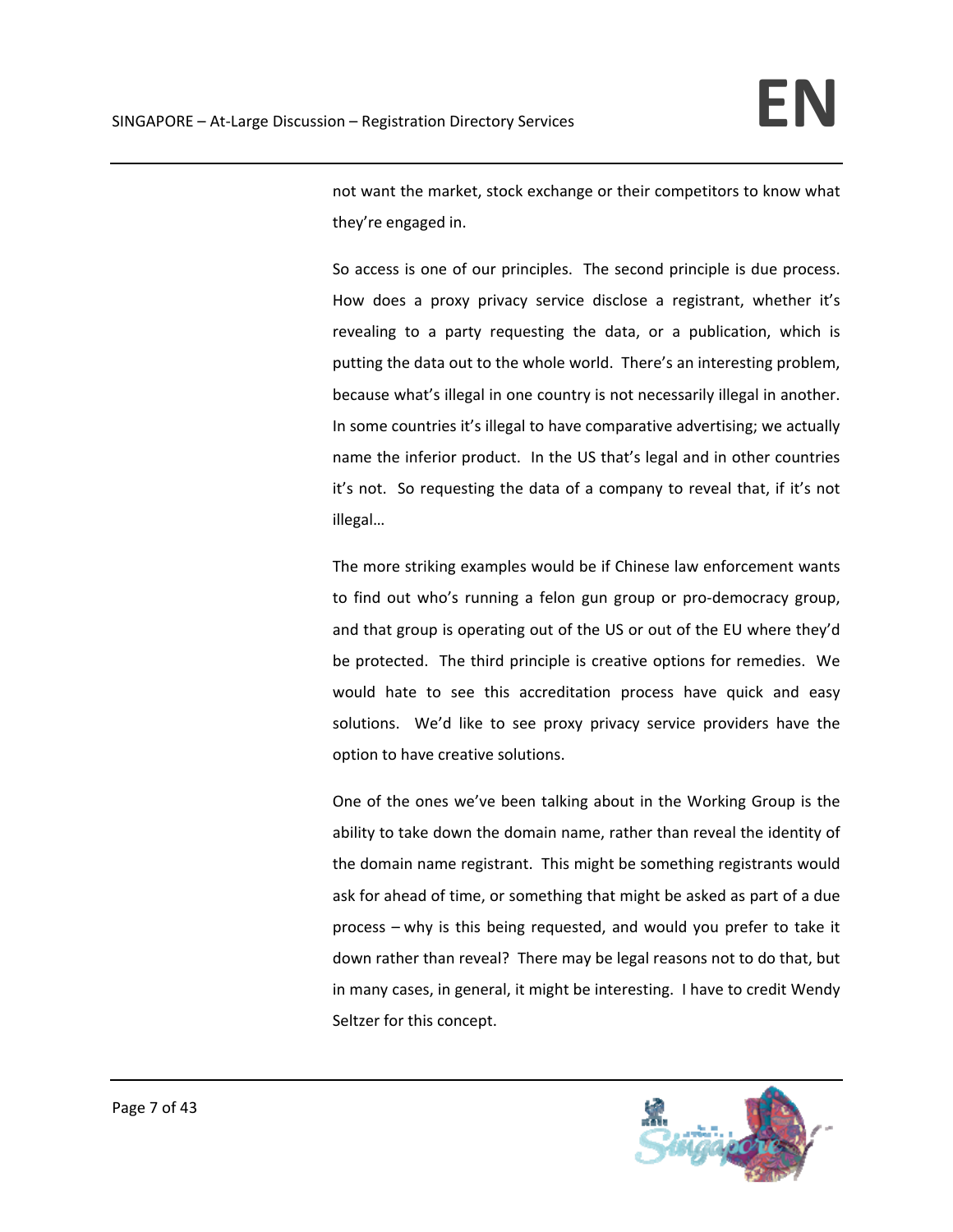not want the market, stock exchange or their competitors to know what they're engaged in.

So access is one of our principles. The second principle is due process. How does a proxy privacy service disclose a registrant, whether it's revealing to a party requesting the data, or a publication, which is putting the data out to the whole world. There's an interesting problem, because what's illegal in one country is not necessarily illegal in another. In some countries it's illegal to have comparative advertising; we actually name the inferior product. In the US that's legal and in other countries it's not. So requesting the data of a company to reveal that, if it's not illegal…

The more striking examples would be if Chinese law enforcement wants to find out who's running a felon gun group or pro-democracy group, and that group is operating out of the US or out of the EU where they'd be protected. The third principle is creative options for remedies. We would hate to see this accreditation process have quick and easy solutions. We'd like to see proxy privacy service providers have the option to have creative solutions.

One of the ones we've been talking about in the Working Group is the ability to take down the domain name, rather than reveal the identity of the domain name registrant. This might be something registrants would ask for ahead of time, or something that might be asked as part of a due process – why is this being requested, and would you prefer to take it down rather than reveal? There may be legal reasons not to do that, but in many cases, in general, it might be interesting. I have to credit Wendy Seltzer for this concept.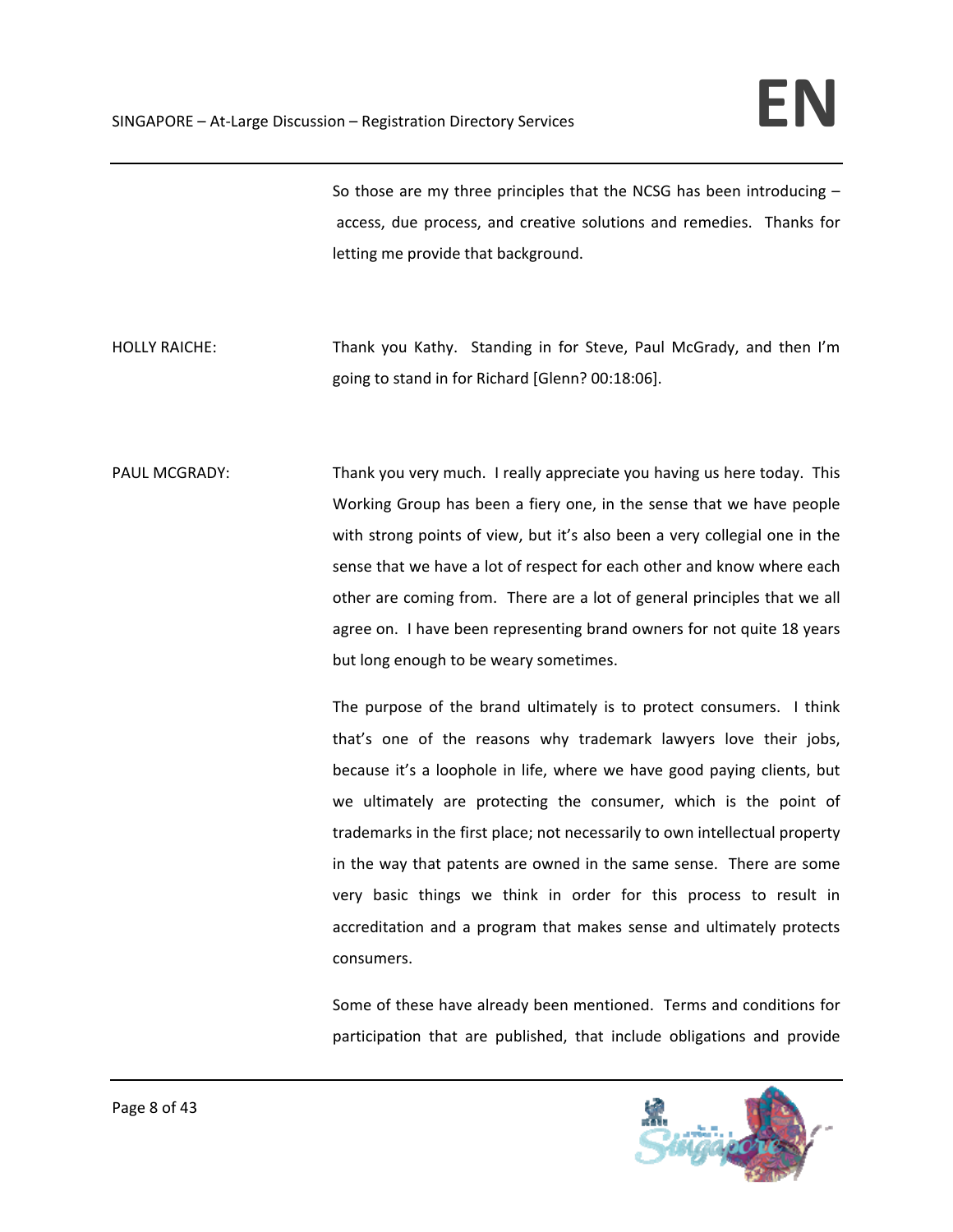So those are my three principles that the NCSG has been introducing – access, due process, and creative solutions and remedies. Thanks for letting me provide that background.

HOLLY RAICHE: Thank you Kathy. Standing in for Steve, Paul McGrady, and then I'm going to stand in for Richard [Glenn? 00:18:06].

PAUL MCGRADY: Thank you very much. I really appreciate you having us here today. This Working Group has been a fiery one, in the sense that we have people with strong points of view, but it's also been a very collegial one in the sense that we have a lot of respect for each other and know where each other are coming from. There are a lot of general principles that we all agree on. I have been representing brand owners for not quite 18 years but long enough to be weary sometimes.

The purpose of the brand ultimately is to protect consumers. I think that's one of the reasons why trademark lawyers love their jobs, because it's a loophole in life, where we have good paying clients, but we ultimately are protecting the consumer, which is the point of trademarks in the first place; not necessarily to own intellectual property in the way that patents are owned in the same sense. There are some very basic things we think in order for this process to result in accreditation and a program that makes sense and ultimately protects consumers.

Some of these have already been mentioned. Terms and conditions for participation that are published, that include obligations and provide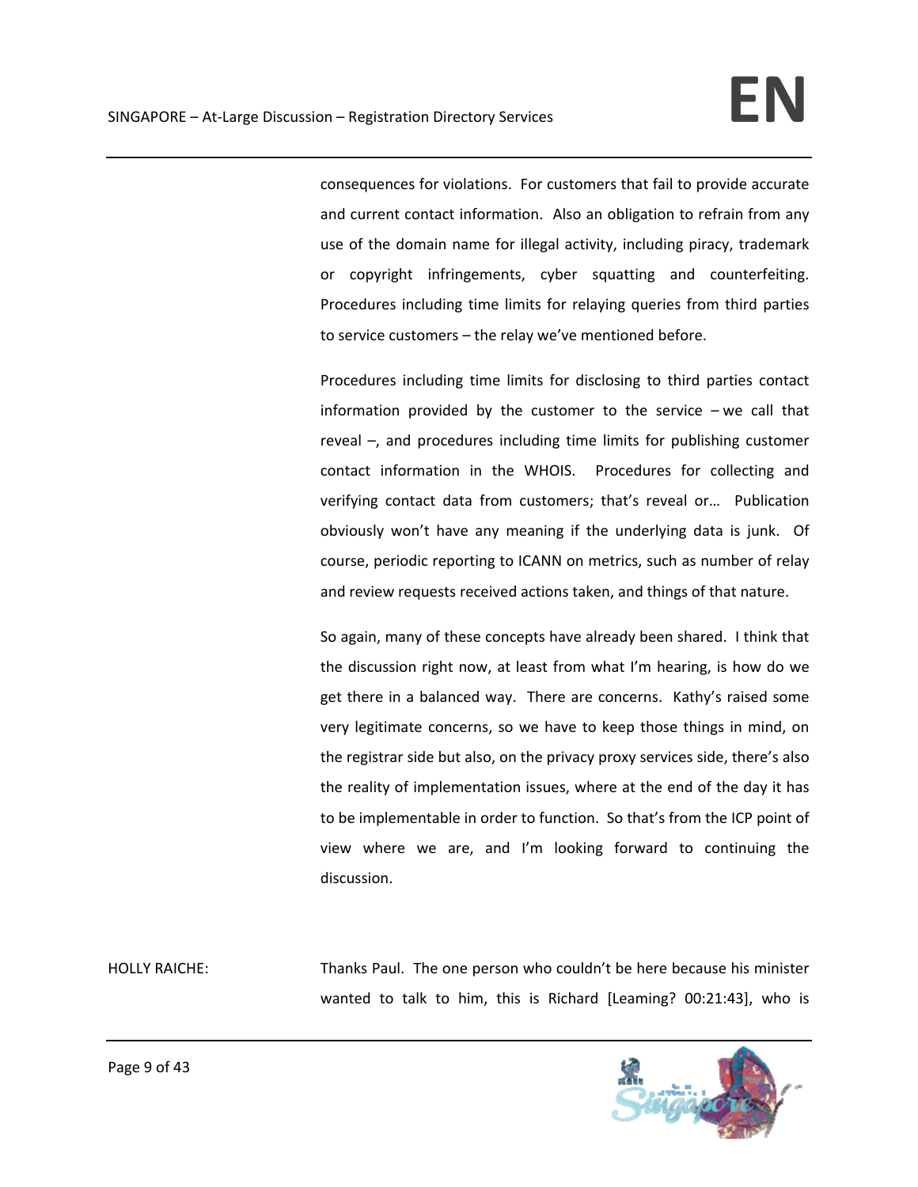consequences for violations. For customers that fail to provide accurate and current contact information. Also an obligation to refrain from any use of the domain name for illegal activity, including piracy, trademark or copyright infringements, cyber squatting and counterfeiting. Procedures including time limits for relaying queries from third parties to service customers – the relay we've mentioned before.

Procedures including time limits for disclosing to third parties contact information provided by the customer to the service – we call that reveal –, and procedures including time limits for publishing customer contact information in the WHOIS. Procedures for collecting and verifying contact data from customers; that's reveal or… Publication obviously won't have any meaning if the underlying data is junk. Of course, periodic reporting to ICANN on metrics, such as number of relay and review requests received actions taken, and things of that nature.

So again, many of these concepts have already been shared. I think that the discussion right now, at least from what I'm hearing, is how do we get there in a balanced way. There are concerns. Kathy's raised some very legitimate concerns, so we have to keep those things in mind, on the registrar side but also, on the privacy proxy services side, there's also the reality of implementation issues, where at the end of the day it has to be implementable in order to function. So that's from the ICP point of view where we are, and I'm looking forward to continuing the discussion.

HOLLY RAICHE: Thanks Paul. The one person who couldn't be here because his minister wanted to talk to him, this is Richard [Leaming? 00:21:43], who is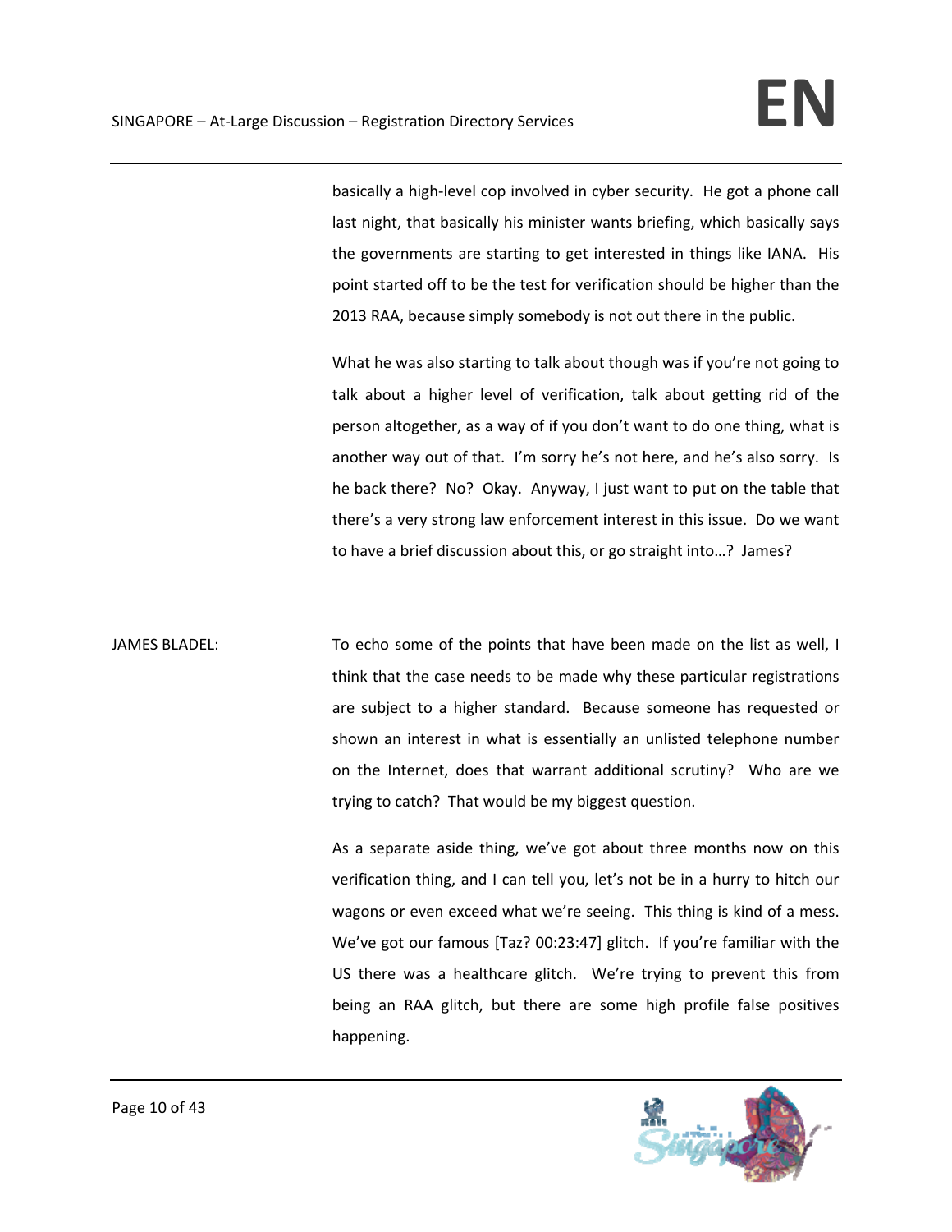basically a high-level cop involved in cyber security. He got a phone call last night, that basically his minister wants briefing, which basically says the governments are starting to get interested in things like IANA. His point started off to be the test for verification should be higher than the 2013 RAA, because simply somebody is not out there in the public.

What he was also starting to talk about though was if you're not going to talk about a higher level of verification, talk about getting rid of the person altogether, as a way of if you don't want to do one thing, what is another way out of that. I'm sorry he's not here, and he's also sorry. Is he back there? No? Okay. Anyway, I just want to put on the table that there's a very strong law enforcement interest in this issue. Do we want to have a brief discussion about this, or go straight into…? James?

JAMES BLADEL: To echo some of the points that have been made on the list as well, I think that the case needs to be made why these particular registrations are subject to a higher standard. Because someone has requested or shown an interest in what is essentially an unlisted telephone number on the Internet, does that warrant additional scrutiny? Who are we trying to catch? That would be my biggest question.

As a separate aside thing, we've got about three months now on this verification thing, and I can tell you, let's not be in a hurry to hitch our wagons or even exceed what we're seeing. This thing is kind of a mess. We've got our famous [Taz? 00:23:47] glitch. If you're familiar with the US there was a healthcare glitch. We're trying to prevent this from being an RAA glitch, but there are some high profile false positives happening.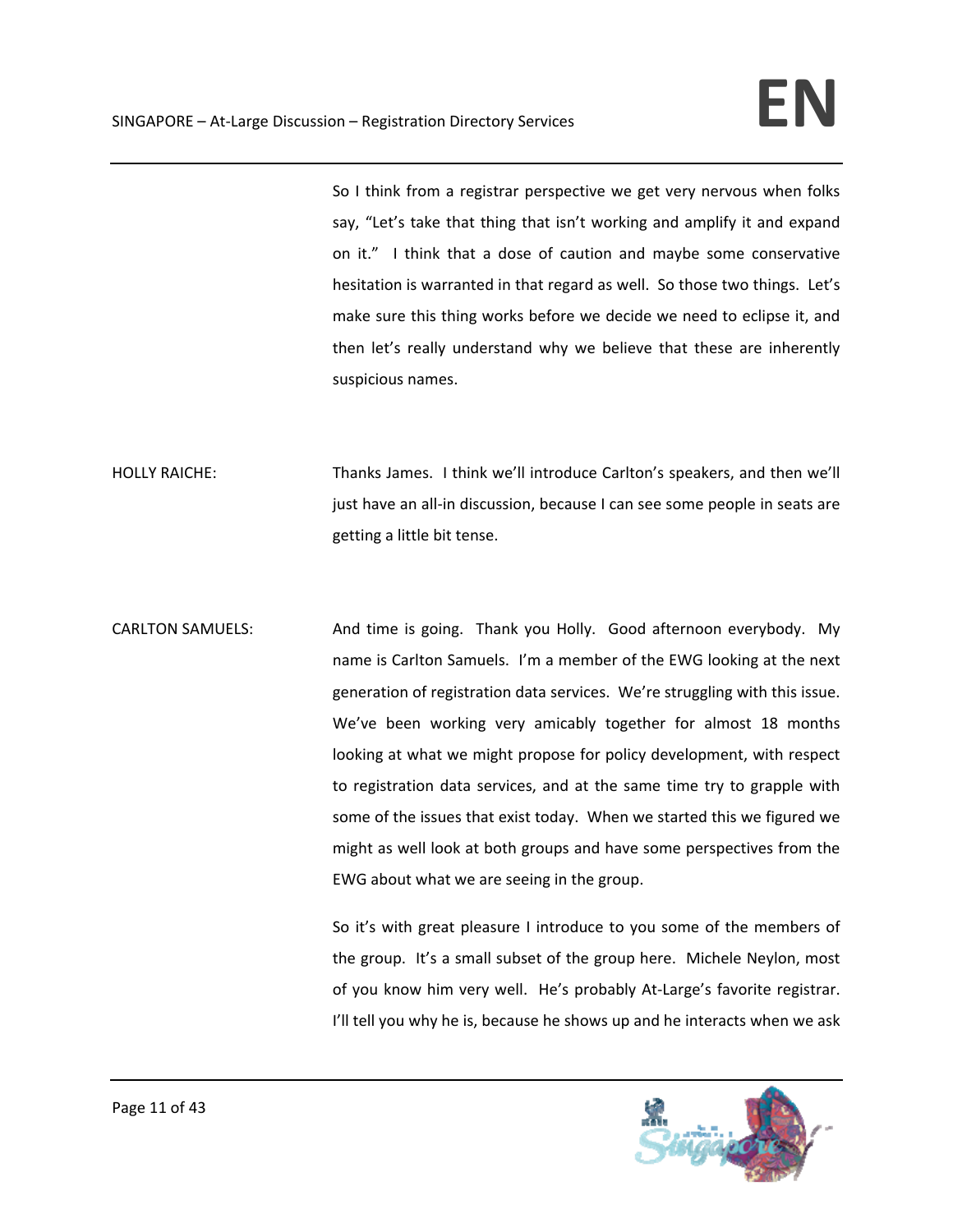So I think from a registrar perspective we get very nervous when folks say, "Let's take that thing that isn't working and amplify it and expand on it." I think that a dose of caution and maybe some conservative hesitation is warranted in that regard as well. So those two things. Let's make sure this thing works before we decide we need to eclipse it, and then let's really understand why we believe that these are inherently suspicious names.

HOLLY RAICHE: Thanks James. I think we'll introduce Carlton's speakers, and then we'll just have an all-in discussion, because I can see some people in seats are getting a little bit tense.

CARLTON SAMUELS: And time is going. Thank you Holly. Good afternoon everybody. My name is Carlton Samuels. I'm a member of the EWG looking at the next generation of registration data services. We're struggling with this issue. We've been working very amicably together for almost 18 months looking at what we might propose for policy development, with respect to registration data services, and at the same time try to grapple with some of the issues that exist today. When we started this we figured we might as well look at both groups and have some perspectives from the EWG about what we are seeing in the group.

So it's with great pleasure I introduce to you some of the members of the group. It's a small subset of the group here. Michele Neylon, most of you know him very well. He's probably At-Large's favorite registrar. I'll tell you why he is, because he shows up and he interacts when we ask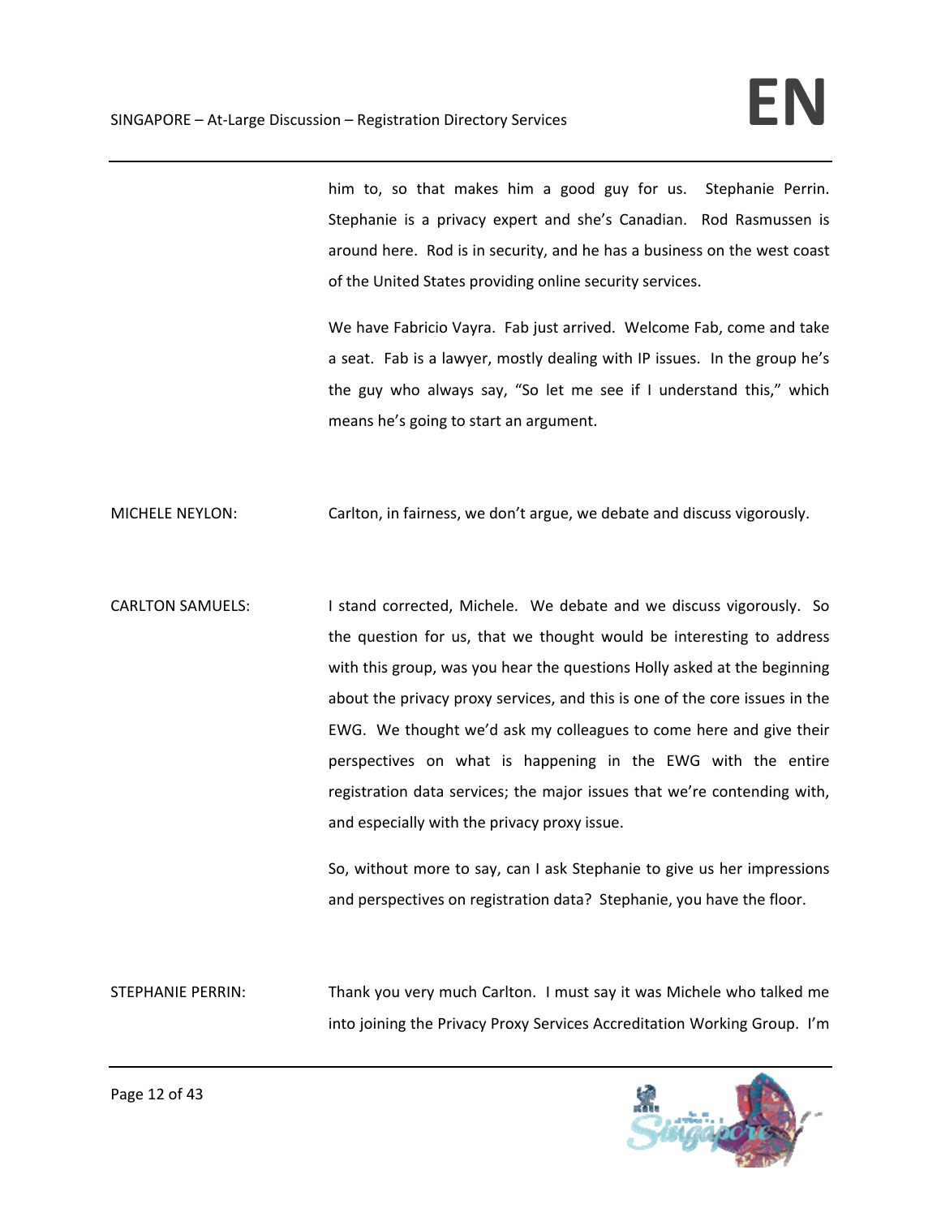him to, so that makes him a good guy for us. Stephanie Perrin. Stephanie is a privacy expert and she's Canadian. Rod Rasmussen is around here. Rod is in security, and he has a business on the west coast of the United States providing online security services.

We have Fabricio Vayra. Fab just arrived. Welcome Fab, come and take a seat. Fab is a lawyer, mostly dealing with IP issues. In the group he's the guy who always say, "So let me see if I understand this," which means he's going to start an argument.

MICHELE NEYLON: Carlton, in fairness, we don't argue, we debate and discuss vigorously.

CARLTON SAMUELS: I stand corrected, Michele. We debate and we discuss vigorously. So the question for us, that we thought would be interesting to address with this group, was you hear the questions Holly asked at the beginning about the privacy proxy services, and this is one of the core issues in the EWG. We thought we'd ask my colleagues to come here and give their perspectives on what is happening in the EWG with the entire registration data services; the major issues that we're contending with, and especially with the privacy proxy issue.

So, without more to say, can I ask Stephanie to give us her impressions and perspectives on registration data? Stephanie, you have the floor.

STEPHANIE PERRIN: Thank you very much Carlton. I must say it was Michele who talked me into joining the Privacy Proxy Services Accreditation Working Group. I'm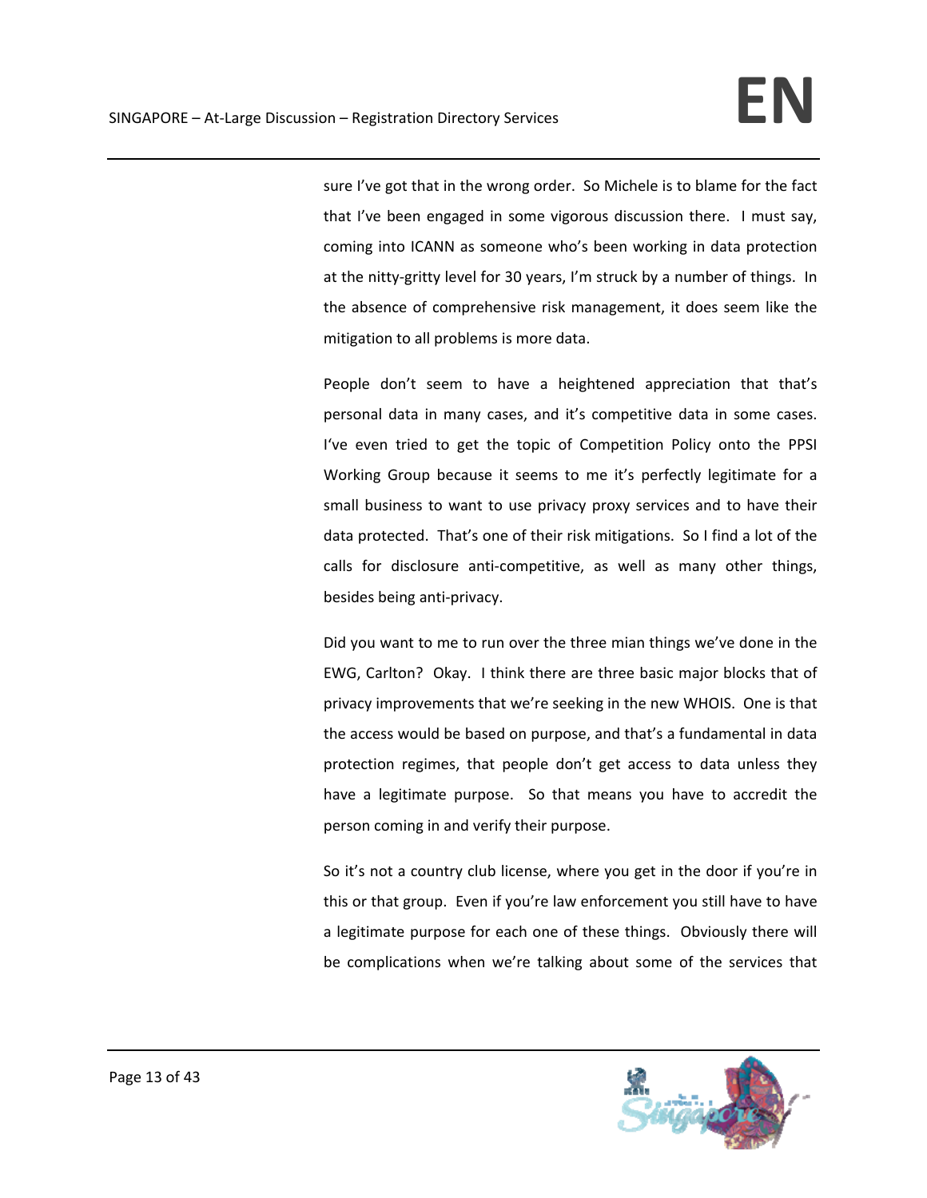sure I've got that in the wrong order. So Michele is to blame for the fact that I've been engaged in some vigorous discussion there. I must say, coming into ICANN as someone who's been working in data protection at the nitty-gritty level for 30 years, I'm struck by a number of things. In the absence of comprehensive risk management, it does seem like the mitigation to all problems is more data.

People don't seem to have a heightened appreciation that that's personal data in many cases, and it's competitive data in some cases. I've even tried to get the topic of Competition Policy onto the PPSI Working Group because it seems to me it's perfectly legitimate for a small business to want to use privacy proxy services and to have their data protected. That's one of their risk mitigations. So I find a lot of the calls for disclosure anti-competitive, as well as many other things, besides being anti-privacy.

Did you want to me to run over the three mian things we've done in the EWG, Carlton? Okay. I think there are three basic major blocks that of privacy improvements that we're seeking in the new WHOIS. One is that the access would be based on purpose, and that's a fundamental in data protection regimes, that people don't get access to data unless they have a legitimate purpose. So that means you have to accredit the person coming in and verify their purpose.

So it's not a country club license, where you get in the door if you're in this or that group. Even if you're law enforcement you still have to have a legitimate purpose for each one of these things. Obviously there will be complications when we're talking about some of the services that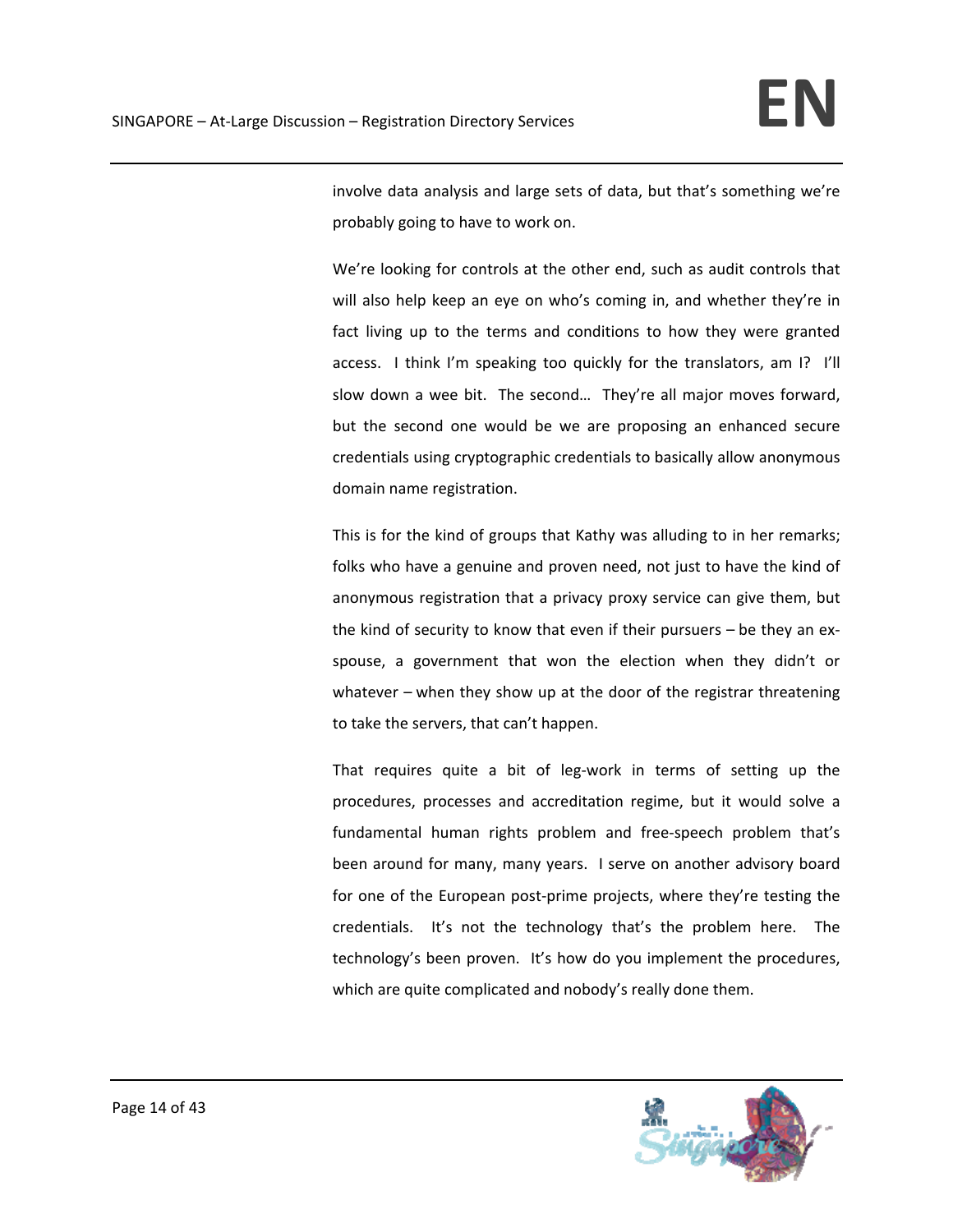involve data analysis and large sets of data, but that's something we're probably going to have to work on.

We're looking for controls at the other end, such as audit controls that will also help keep an eye on who's coming in, and whether they're in fact living up to the terms and conditions to how they were granted access. I think I'm speaking too quickly for the translators, am I? I'll slow down a wee bit. The second… They're all major moves forward, but the second one would be we are proposing an enhanced secure credentials using cryptographic credentials to basically allow anonymous domain name registration.

This is for the kind of groups that Kathy was alluding to in her remarks; folks who have a genuine and proven need, not just to have the kind of anonymous registration that a privacy proxy service can give them, but the kind of security to know that even if their pursuers – be they an ex-spouse, a government that won the election when they didn't or whatever – when they show up at the door of the registrar threatening to take the servers, that can't happen.

That requires quite a bit of leg-work in terms of setting up the procedures, processes and accreditation regime, but it would solve a fundamental human rights problem and free-speech problem that's been around for many, many years. I serve on another advisory board for one of the European post-prime projects, where they're testing the credentials. It's not the technology that's the problem here. The technology's been proven. It's how do you implement the procedures, which are quite complicated and nobody's really done them.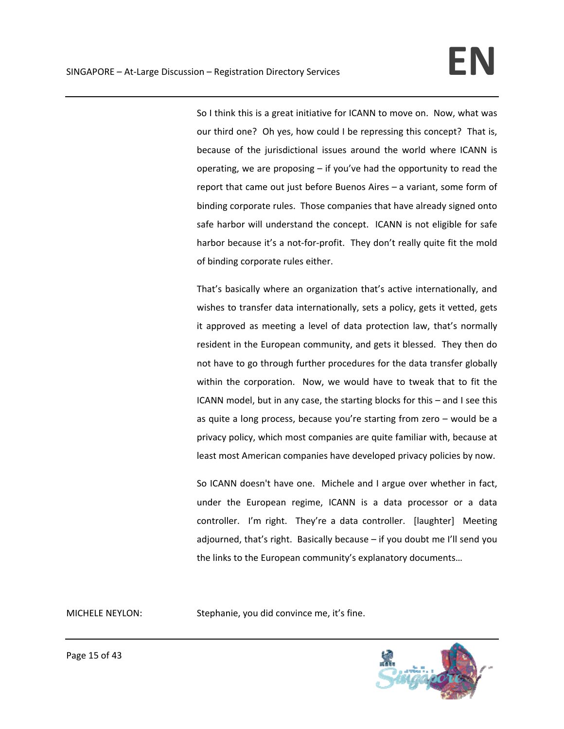So I think this is a great initiative for ICANN to move on. Now, what was our third one? Oh yes, how could I be repressing this concept? That is, because of the jurisdictional issues around the world where ICANN is operating, we are proposing – if you've had the opportunity to read the report that came out just before Buenos Aires – a variant, some form of binding corporate rules. Those companies that have already signed onto safe harbor will understand the concept. ICANN is not eligible for safe harbor because it's a not-for-profit. They don't really quite fit the mold of binding corporate rules either.

That's basically where an organization that's active internationally, and wishes to transfer data internationally, sets a policy, gets it vetted, gets it approved as meeting a level of data protection law, that's normally resident in the European community, and gets it blessed. They then do not have to go through further procedures for the data transfer globally within the corporation. Now, we would have to tweak that to fit the ICANN model, but in any case, the starting blocks for this – and I see this as quite a long process, because you're starting from zero – would be a privacy policy, which most companies are quite familiar with, because at least most American companies have developed privacy policies by now.

So ICANN doesn't have one. Michele and I argue over whether in fact, under the European regime, ICANN is a data processor or a data controller. I'm right. They're a data controller. [laughter] Meeting adjourned, that's right. Basically because – if you doubt me I'll send you the links to the European community's explanatory documents…

MICHELE NEYLON: Stephanie, you did convince me, it's fine.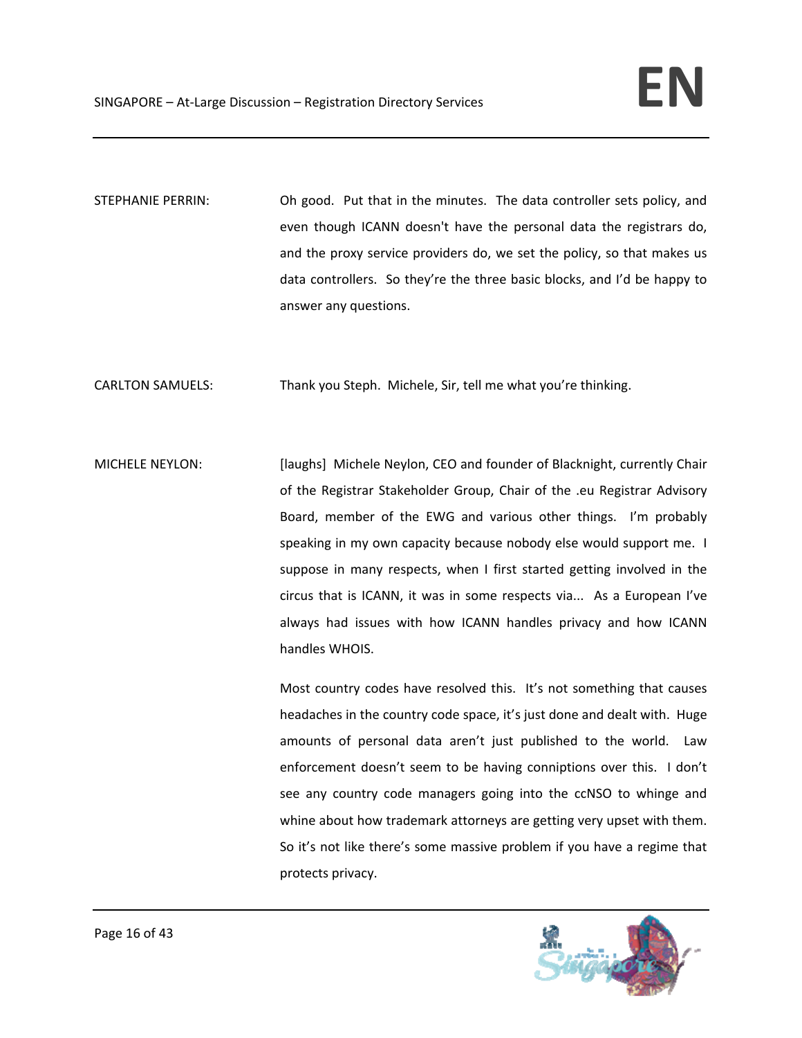STEPHANIE PERRIN: Oh good. Put that in the minutes. The data controller sets policy, and even though ICANN doesn't have the personal data the registrars do, and the proxy service providers do, we set the policy, so that makes us data controllers. So they're the three basic blocks, and I'd be happy to answer any questions.

CARLTON SAMUELS: Thank you Steph. Michele, Sir, tell me what you're thinking.

MICHELE NEYLON: [laughs] Michele Neylon, CEO and founder of Blacknight, currently Chair of the Registrar Stakeholder Group, Chair of the .eu Registrar Advisory Board, member of the EWG and various other things. I'm probably speaking in my own capacity because nobody else would support me. I suppose in many respects, when I first started getting involved in the circus that is ICANN, it was in some respects via... As a European I've always had issues with how ICANN handles privacy and how ICANN handles WHOIS.

Most country codes have resolved this. It's not something that causes headaches in the country code space, it's just done and dealt with. Huge amounts of personal data aren't just published to the world. Law enforcement doesn't seem to be having conniptions over this. I don't see any country code managers going into the ccNSO to whinge and whine about how trademark attorneys are getting very upset with them. So it's not like there's some massive problem if you have a regime that protects privacy.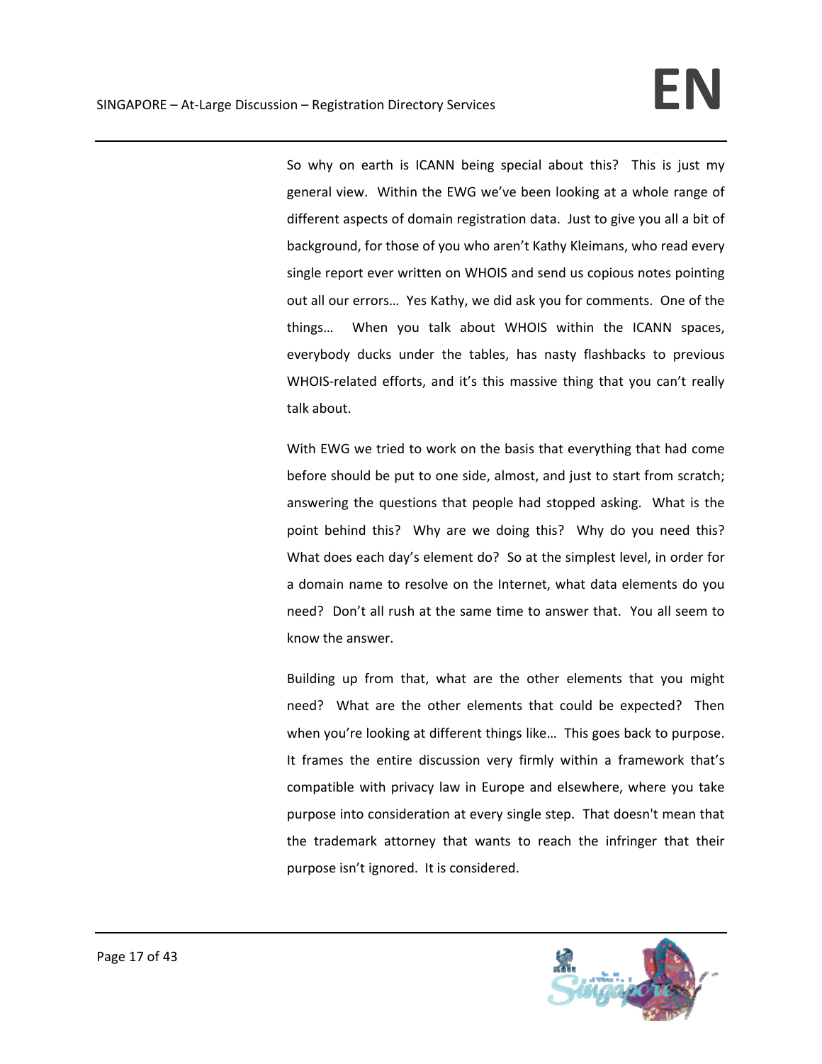So why on earth is ICANN being special about this? This is just my general view. Within the EWG we've been looking at a whole range of different aspects of domain registration data. Just to give you all a bit of background, for those of you who aren't Kathy Kleimans, who read every single report ever written on WHOIS and send us copious notes pointing out all our errors… Yes Kathy, we did ask you for comments. One of the things… When you talk about WHOIS within the ICANN spaces, everybody ducks under the tables, has nasty flashbacks to previous WHOIS-related efforts, and it's this massive thing that you can't really talk about.

With EWG we tried to work on the basis that everything that had come before should be put to one side, almost, and just to start from scratch; answering the questions that people had stopped asking. What is the point behind this? Why are we doing this? Why do you need this? What does each day's element do? So at the simplest level, in order for a domain name to resolve on the Internet, what data elements do you need? Don't all rush at the same time to answer that. You all seem to know the answer.

Building up from that, what are the other elements that you might need? What are the other elements that could be expected? Then when you're looking at different things like… This goes back to purpose. It frames the entire discussion very firmly within a framework that's compatible with privacy law in Europe and elsewhere, where you take purpose into consideration at every single step. That doesn't mean that the trademark attorney that wants to reach the infringer that their purpose isn't ignored. It is considered.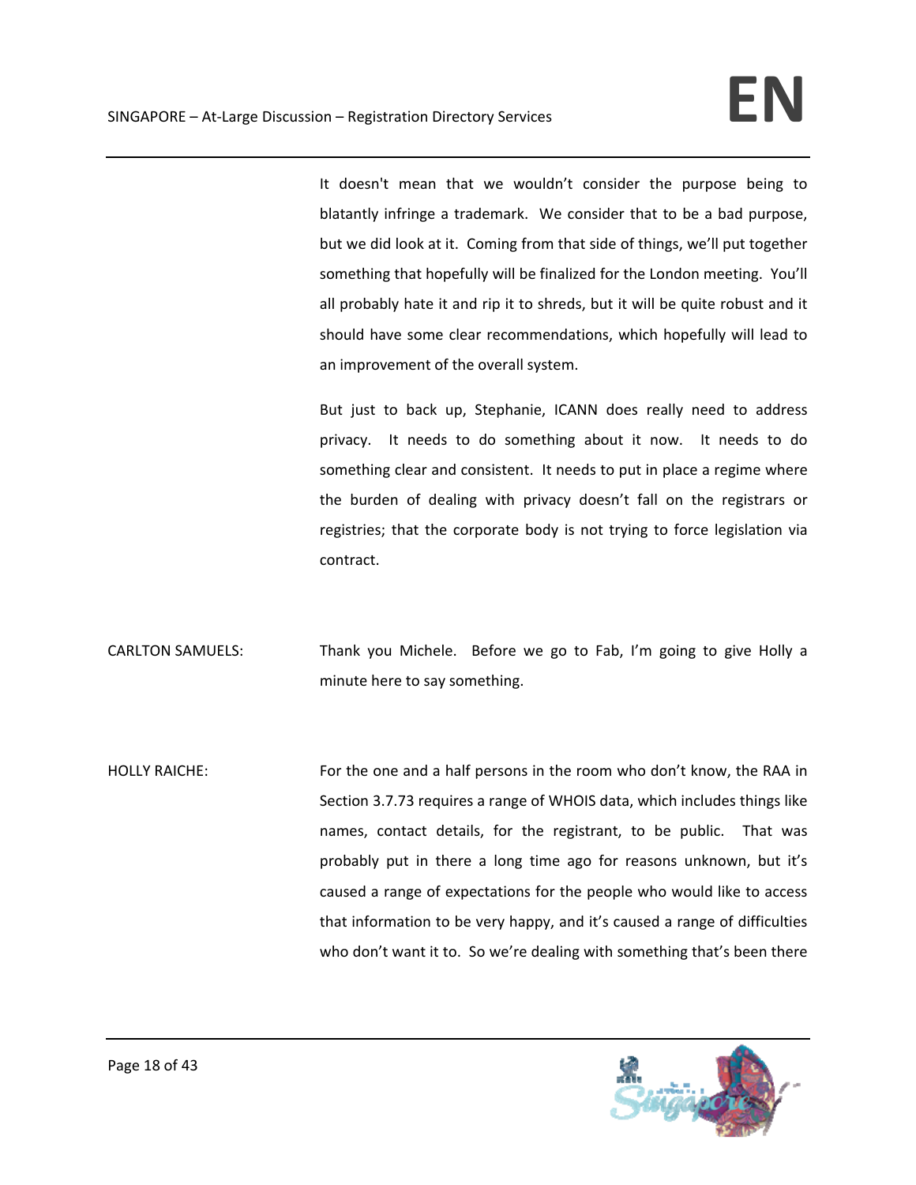It doesn't mean that we wouldn't consider the purpose being to blatantly infringe a trademark. We consider that to be a bad purpose, but we did look at it. Coming from that side of things, we'll put together something that hopefully will be finalized for the London meeting. You'll all probably hate it and rip it to shreds, but it will be quite robust and it should have some clear recommendations, which hopefully will lead to an improvement of the overall system.

But just to back up, Stephanie, ICANN does really need to address privacy. It needs to do something about it now. It needs to do something clear and consistent. It needs to put in place a regime where the burden of dealing with privacy doesn't fall on the registrars or registries; that the corporate body is not trying to force legislation via contract.

CARLTON SAMUELS: Thank you Michele. Before we go to Fab, I'm going to give Holly a minute here to say something.

HOLLY RAICHE: For the one and a half persons in the room who don't know, the RAA in Section 3.7.73 requires a range of WHOIS data, which includes things like names, contact details, for the registrant, to be public. That was probably put in there a long time ago for reasons unknown, but it's caused a range of expectations for the people who would like to access that information to be very happy, and it's caused a range of difficulties who don't want it to. So we're dealing with something that's been there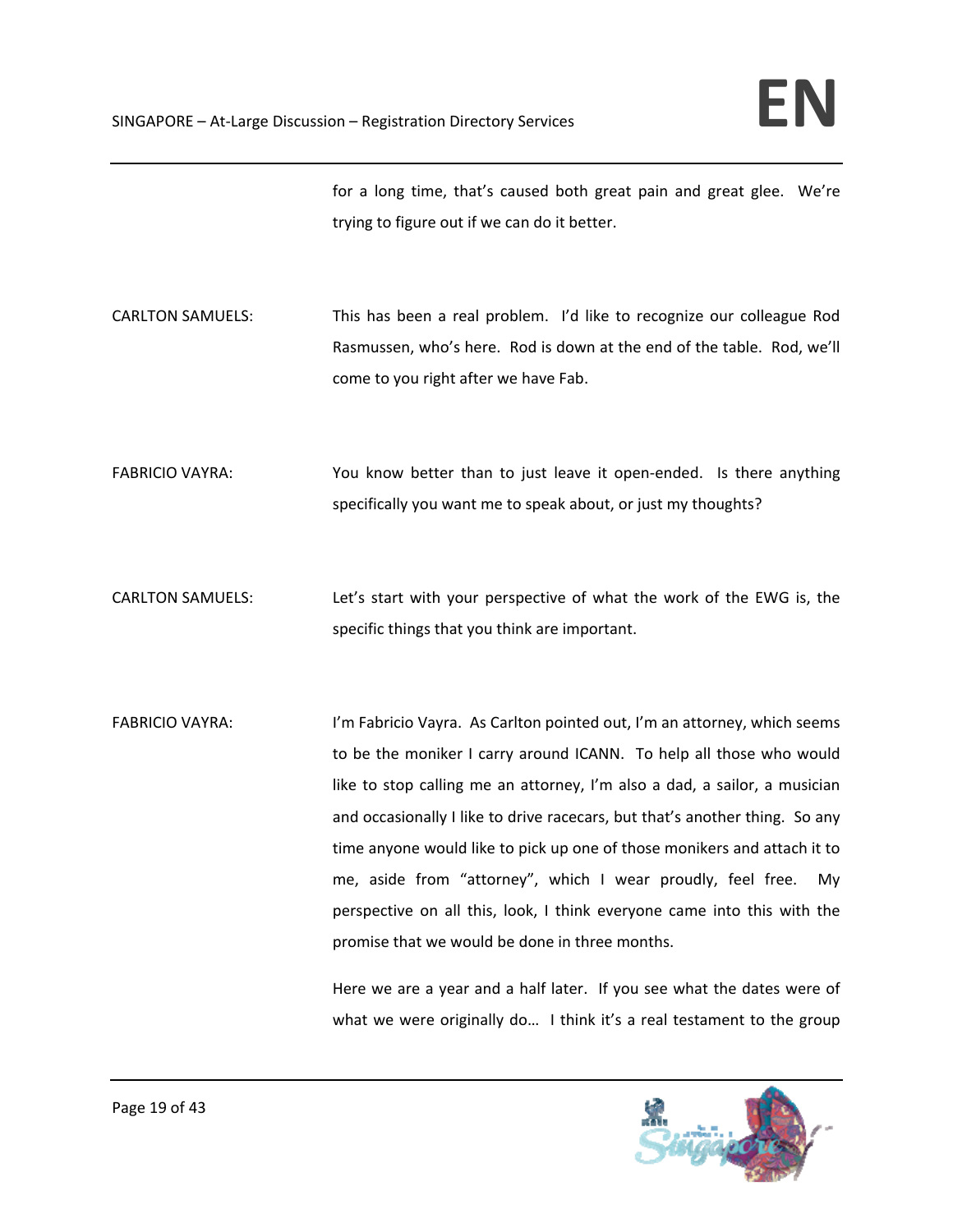for a long time, that's caused both great pain and great glee. We're trying to figure out if we can do it better.

CARLTON SAMUELS: This has been a real problem. I'd like to recognize our colleague Rod Rasmussen, who's here. Rod is down at the end of the table. Rod, we'll come to you right after we have Fab.

FABRICIO VAYRA: You know better than to just leave it open-ended. Is there anything specifically you want me to speak about, or just my thoughts?

CARLTON SAMUELS: Let's start with your perspective of what the work of the EWG is, the specific things that you think are important.

FABRICIO VAYRA: I'm Fabricio Vayra. As Carlton pointed out, I'm an attorney, which seems to be the moniker I carry around ICANN. To help all those who would like to stop calling me an attorney, I'm also a dad, a sailor, a musician and occasionally I like to drive racecars, but that's another thing. So any time anyone would like to pick up one of those monikers and attach it to me, aside from "attorney", which I wear proudly, feel free. My perspective on all this, look, I think everyone came into this with the promise that we would be done in three months.

Here we are a year and a half later. If you see what the dates were of what we were originally do… I think it's a real testament to the group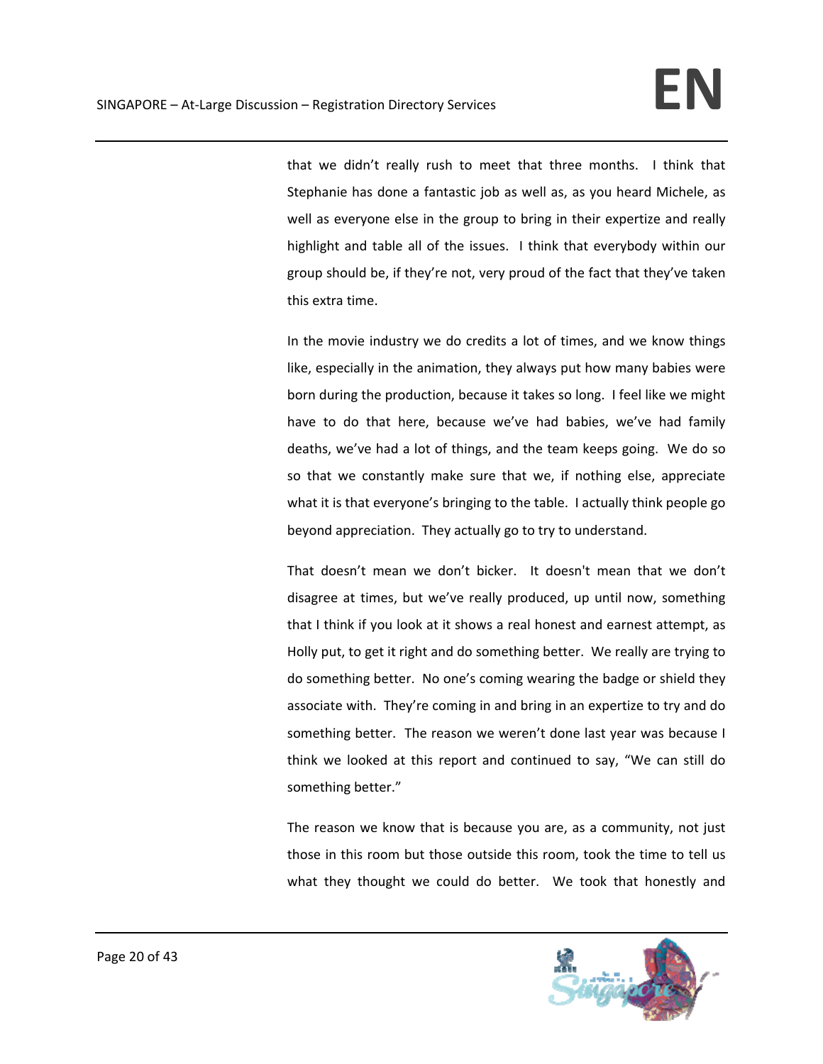that we didn't really rush to meet that three months. I think that Stephanie has done a fantastic job as well as, as you heard Michele, as well as everyone else in the group to bring in their expertize and really highlight and table all of the issues. I think that everybody within our group should be, if they're not, very proud of the fact that they've taken this extra time.

In the movie industry we do credits a lot of times, and we know things like, especially in the animation, they always put how many babies were born during the production, because it takes so long. I feel like we might have to do that here, because we've had babies, we've had family deaths, we've had a lot of things, and the team keeps going. We do so so that we constantly make sure that we, if nothing else, appreciate what it is that everyone's bringing to the table. I actually think people go beyond appreciation. They actually go to try to understand.

That doesn't mean we don't bicker. It doesn't mean that we don't disagree at times, but we've really produced, up until now, something that I think if you look at it shows a real honest and earnest attempt, as Holly put, to get it right and do something better. We really are trying to do something better. No one's coming wearing the badge or shield they associate with. They're coming in and bring in an expertize to try and do something better. The reason we weren't done last year was because I think we looked at this report and continued to say, "We can still do something better."

The reason we know that is because you are, as a community, not just those in this room but those outside this room, took the time to tell us what they thought we could do better. We took that honestly and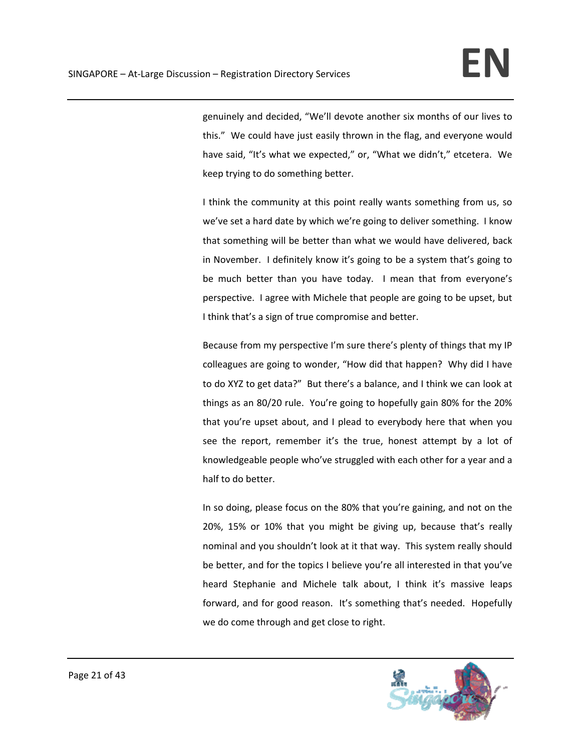genuinely and decided, "We'll devote another six months of our lives to this." We could have just easily thrown in the flag, and everyone would have said, "It's what we expected," or, "What we didn't," etcetera. We keep trying to do something better.

I think the community at this point really wants something from us, so we've set a hard date by which we're going to deliver something. I know that something will be better than what we would have delivered, back in November. I definitely know it's going to be a system that's going to be much better than you have today. I mean that from everyone's perspective. I agree with Michele that people are going to be upset, but I think that's a sign of true compromise and better.

Because from my perspective I'm sure there's plenty of things that my IP colleagues are going to wonder, "How did that happen? Why did I have to do XYZ to get data?" But there's a balance, and I think we can look at things as an 80/20 rule. You're going to hopefully gain 80% for the 20% that you're upset about, and I plead to everybody here that when you see the report, remember it's the true, honest attempt by a lot of knowledgeable people who've struggled with each other for a year and a half to do better.

In so doing, please focus on the 80% that you're gaining, and not on the 20%, 15% or 10% that you might be giving up, because that's really nominal and you shouldn't look at it that way. This system really should be better, and for the topics I believe you're all interested in that you've heard Stephanie and Michele talk about, I think it's massive leaps forward, and for good reason. It's something that's needed. Hopefully we do come through and get close to right.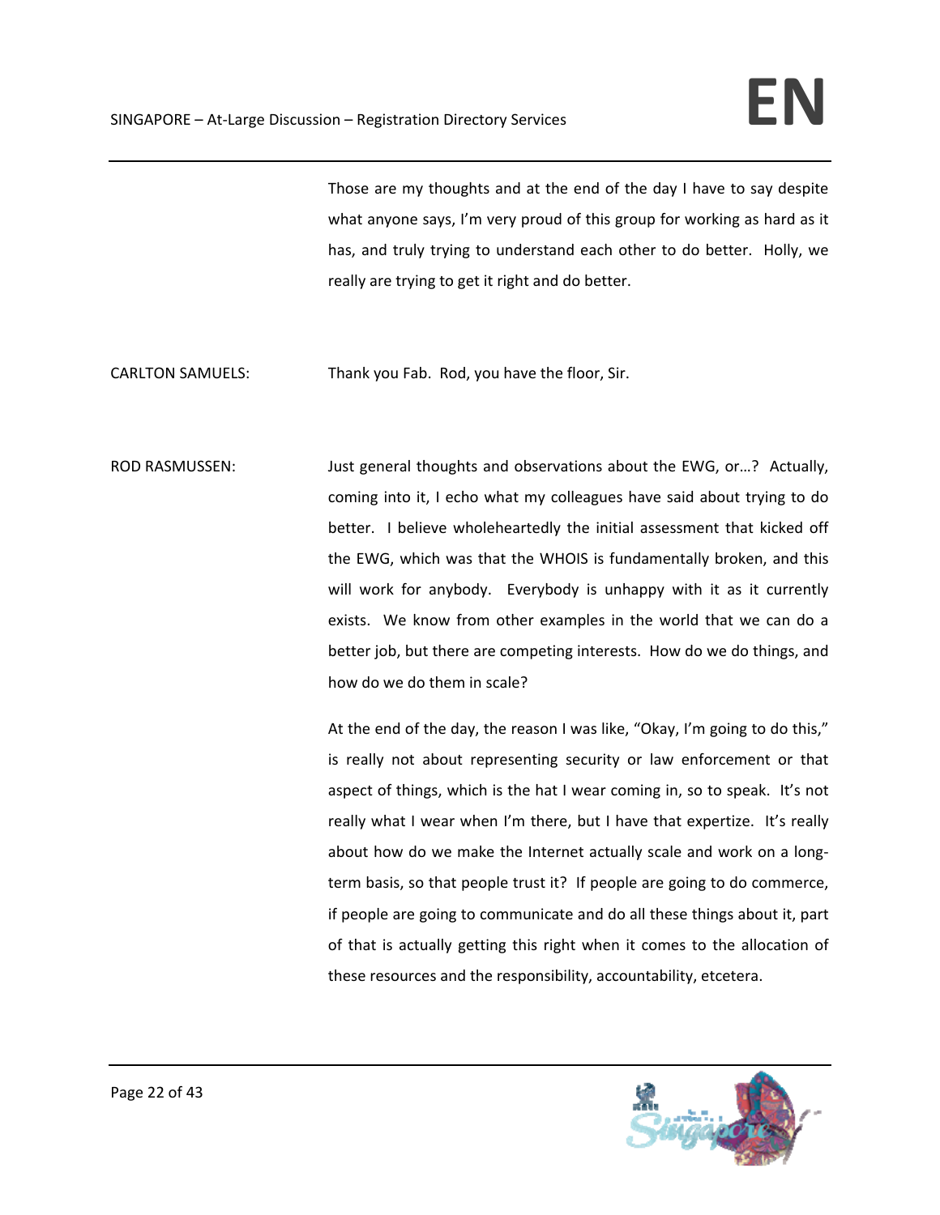Those are my thoughts and at the end of the day I have to say despite what anyone says, I'm very proud of this group for working as hard as it has, and truly trying to understand each other to do better. Holly, we really are trying to get it right and do better.

CARLTON SAMUELS: Thank you Fab. Rod, you have the floor, Sir.

ROD RASMUSSEN: Just general thoughts and observations about the EWG, or…? Actually, coming into it, I echo what my colleagues have said about trying to do better. I believe wholeheartedly the initial assessment that kicked off the EWG, which was that the WHOIS is fundamentally broken, and this will work for anybody. Everybody is unhappy with it as it currently exists. We know from other examples in the world that we can do a better job, but there are competing interests. How do we do things, and how do we do them in scale?

At the end of the day, the reason I was like, "Okay, I'm going to do this," is really not about representing security or law enforcement or that aspect of things, which is the hat I wear coming in, so to speak. It's not really what I wear when I'm there, but I have that expertize. It's really about how do we make the Internet actually scale and work on a long-term basis, so that people trust it? If people are going to do commerce, if people are going to communicate and do all these things about it, part of that is actually getting this right when it comes to the allocation of these resources and the responsibility, accountability, etcetera.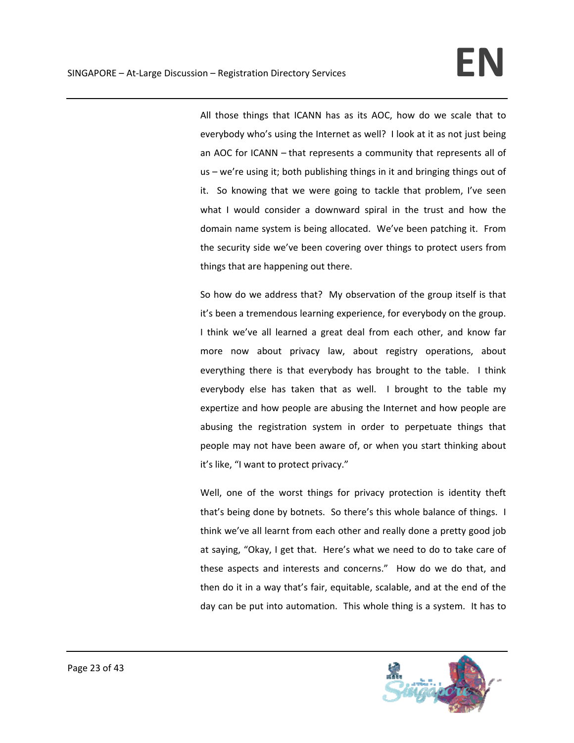All those things that ICANN has as its AOC, how do we scale that to everybody who's using the Internet as well? I look at it as not just being an AOC for ICANN – that represents a community that represents all of us – we're using it; both publishing things in it and bringing things out of it. So knowing that we were going to tackle that problem, I've seen what I would consider a downward spiral in the trust and how the domain name system is being allocated. We've been patching it. From the security side we've been covering over things to protect users from things that are happening out there.

So how do we address that? My observation of the group itself is that it's been a tremendous learning experience, for everybody on the group. I think we've all learned a great deal from each other, and know far more now about privacy law, about registry operations, about everything there is that everybody has brought to the table. I think everybody else has taken that as well. I brought to the table my expertize and how people are abusing the Internet and how people are abusing the registration system in order to perpetuate things that people may not have been aware of, or when you start thinking about it's like, "I want to protect privacy."

Well, one of the worst things for privacy protection is identity theft that's being done by botnets. So there's this whole balance of things. I think we've all learnt from each other and really done a pretty good job at saying, "Okay, I get that. Here's what we need to do to take care of these aspects and interests and concerns." How do we do that, and then do it in a way that's fair, equitable, scalable, and at the end of the day can be put into automation. This whole thing is a system. It has to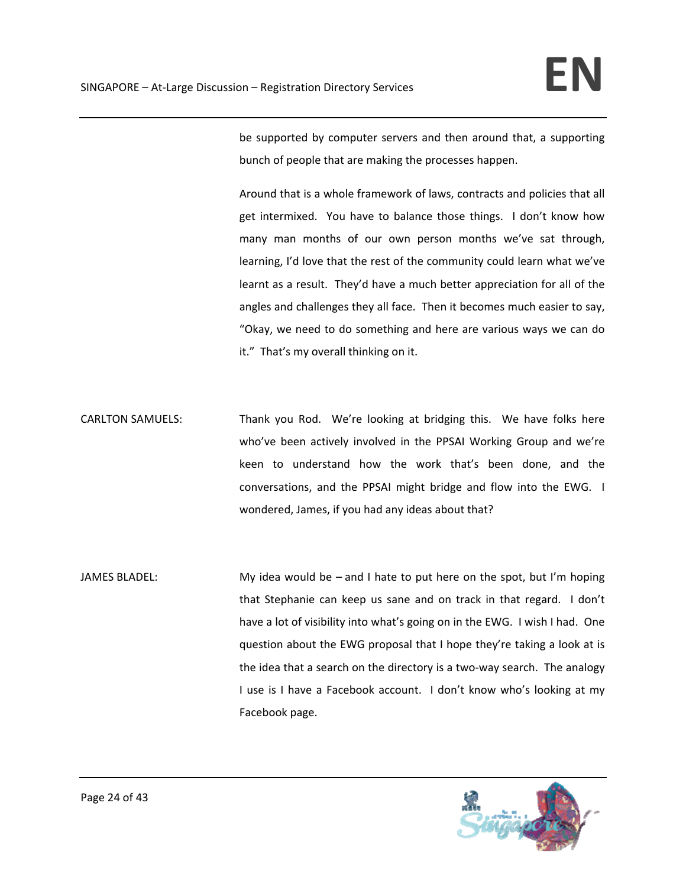be supported by computer servers and then around that, a supporting bunch of people that are making the processes happen.

Around that is a whole framework of laws, contracts and policies that all get intermixed. You have to balance those things. I don't know how many man months of our own person months we've sat through, learning, I'd love that the rest of the community could learn what we've learnt as a result. They'd have a much better appreciation for all of the angles and challenges they all face. Then it becomes much easier to say, "Okay, we need to do something and here are various ways we can do it." That's my overall thinking on it.

CARLTON SAMUELS: Thank you Rod. We're looking at bridging this. We have folks here who've been actively involved in the PPSAI Working Group and we're keen to understand how the work that's been done, and the conversations, and the PPSAI might bridge and flow into the EWG. I wondered, James, if you had any ideas about that?

JAMES BLADEL: My idea would be – and I hate to put here on the spot, but I'm hoping that Stephanie can keep us sane and on track in that regard. I don't have a lot of visibility into what's going on in the EWG. I wish I had. One question about the EWG proposal that I hope they're taking a look at is the idea that a search on the directory is a two-way search. The analogy I use is I have a Facebook account. I don't know who's looking at my Facebook page.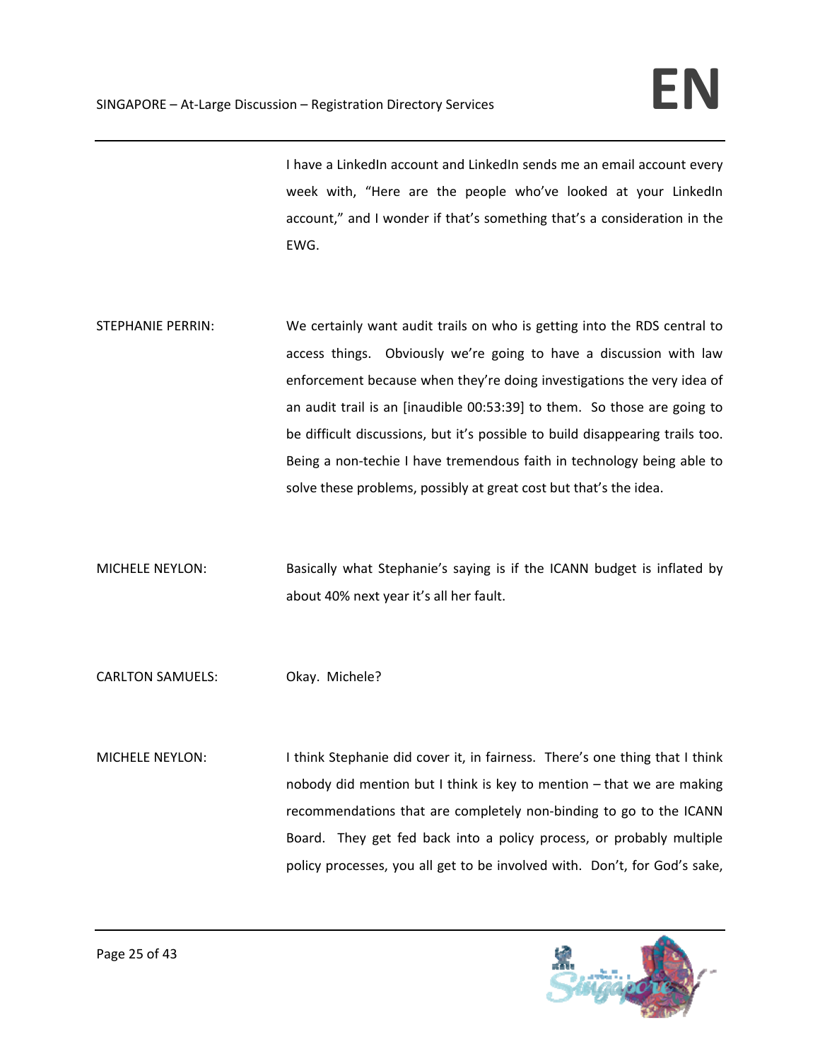I have a LinkedIn account and LinkedIn sends me an email account every week with, "Here are the people who've looked at your LinkedIn account," and I wonder if that's something that's a consideration in the EWG.

STEPHANIE PERRIN: We certainly want audit trails on who is getting into the RDS central to access things. Obviously we're going to have a discussion with law enforcement because when they're doing investigations the very idea of an audit trail is an [inaudible 00:53:39] to them. So those are going to be difficult discussions, but it's possible to build disappearing trails too. Being a non-techie I have tremendous faith in technology being able to solve these problems, possibly at great cost but that's the idea.

MICHELE NEYLON: Basically what Stephanie's saying is if the ICANN budget is inflated by about 40% next year it's all her fault.

CARLTON SAMUELS: Okay. Michele?

MICHELE NEYLON: I think Stephanie did cover it, in fairness. There's one thing that I think nobody did mention but I think is key to mention – that we are making recommendations that are completely non-binding to go to the ICANN Board. They get fed back into a policy process, or probably multiple policy processes, you all get to be involved with. Don't, for God's sake,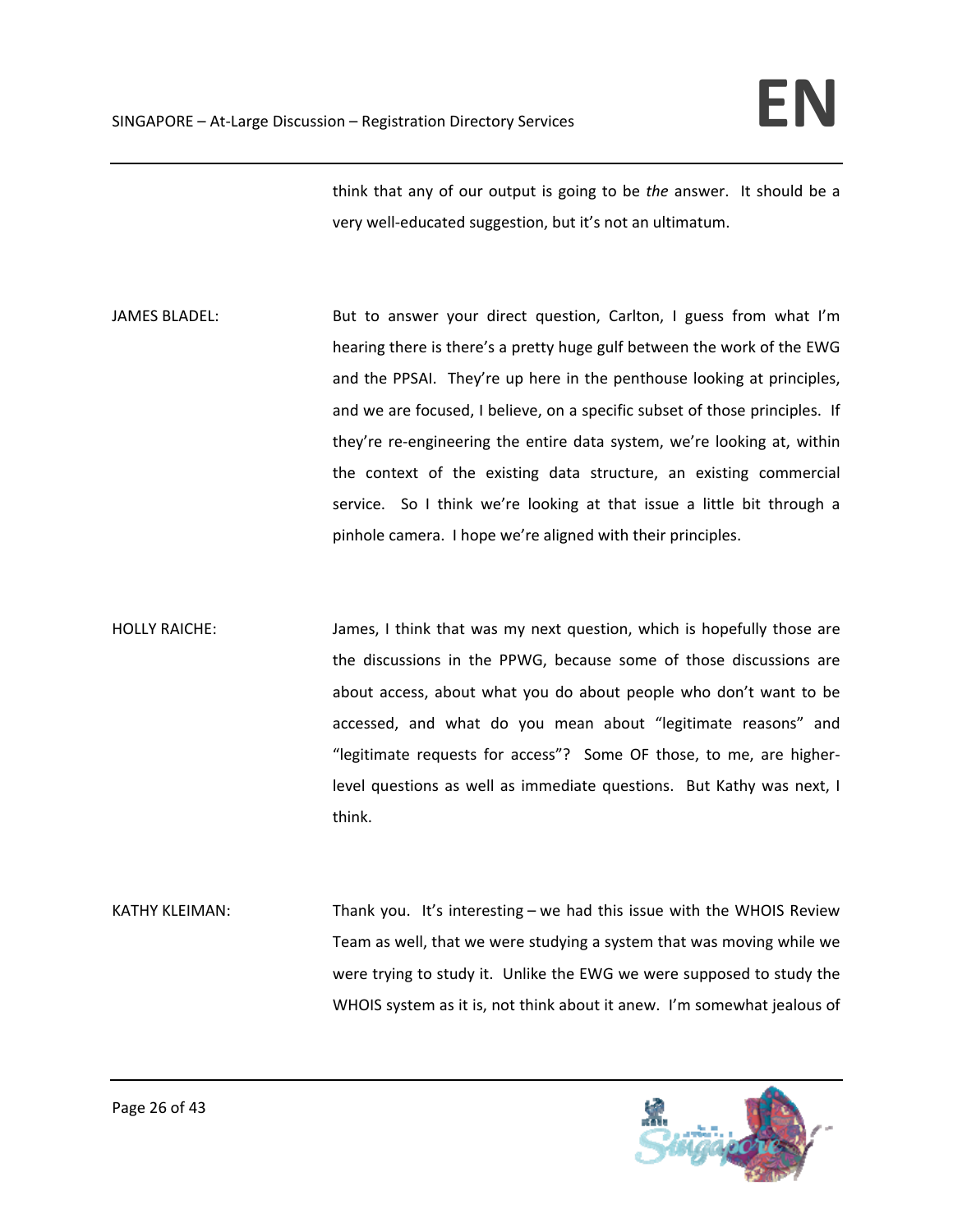think that any of our output is going to be *the* answer. It should be a very well-educated suggestion, but it's not an ultimatum.

JAMES BLADEL: But to answer your direct question, Carlton, I guess from what I'm hearing there is there's a pretty huge gulf between the work of the EWG and the PPSAI. They're up here in the penthouse looking at principles, and we are focused, I believe, on a specific subset of those principles. If they're re-engineering the entire data system, we're looking at, within the context of the existing data structure, an existing commercial service. So I think we're looking at that issue a little bit through a pinhole camera. I hope we're aligned with their principles.

HOLLY RAICHE: James, I think that was my next question, which is hopefully those are the discussions in the PPWG, because some of those discussions are about access, about what you do about people who don't want to be accessed, and what do you mean about "legitimate reasons" and "legitimate requests for access"? Some OF those, to me, are higher-level questions as well as immediate questions. But Kathy was next, I think.

KATHY KLEIMAN: Thank you. It's interesting – we had this issue with the WHOIS Review Team as well, that we were studying a system that was moving while we were trying to study it. Unlike the EWG we were supposed to study the WHOIS system as it is, not think about it anew. I'm somewhat jealous of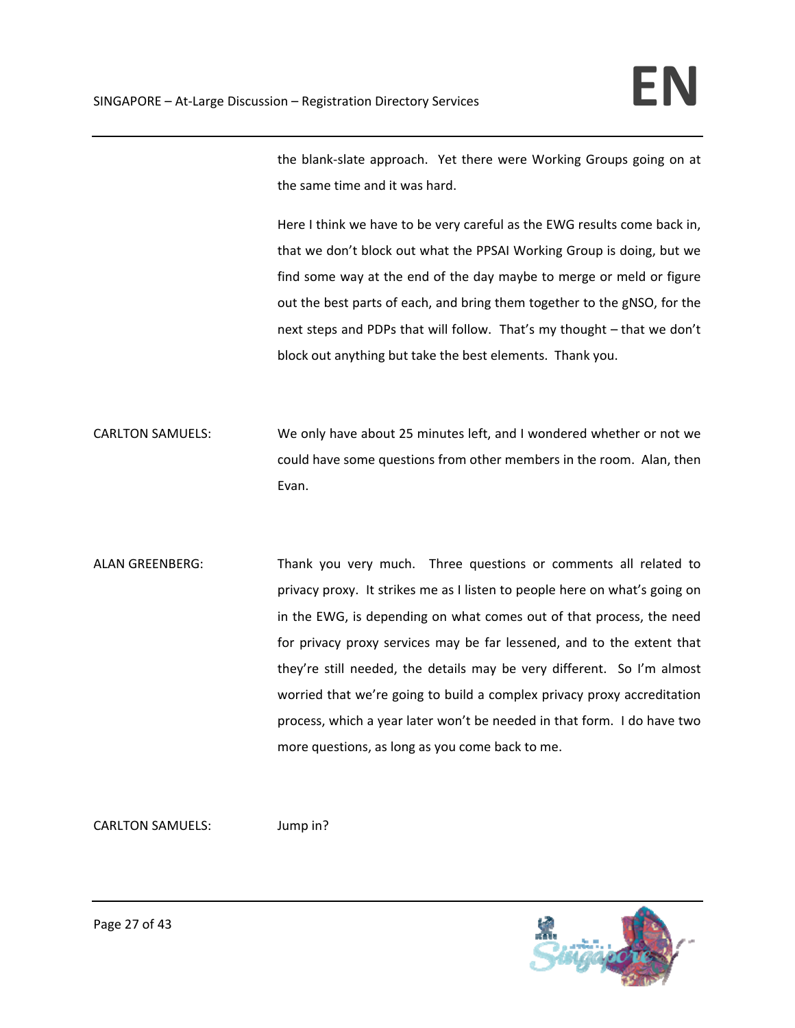the blank-slate approach. Yet there were Working Groups going on at the same time and it was hard.

Here I think we have to be very careful as the EWG results come back in, that we don't block out what the PPSAI Working Group is doing, but we find some way at the end of the day maybe to merge or meld or figure out the best parts of each, and bring them together to the gNSO, for the next steps and PDPs that will follow. That's my thought – that we don't block out anything but take the best elements. Thank you.

CARLTON SAMUELS: We only have about 25 minutes left, and I wondered whether or not we could have some questions from other members in the room. Alan, then Evan.

ALAN GREENBERG: Thank you very much. Three questions or comments all related to privacy proxy. It strikes me as I listen to people here on what's going on in the EWG, is depending on what comes out of that process, the need for privacy proxy services may be far lessened, and to the extent that they're still needed, the details may be very different. So I'm almost worried that we're going to build a complex privacy proxy accreditation process, which a year later won't be needed in that form. I do have two more questions, as long as you come back to me.

CARLTON SAMUELS: Jump in?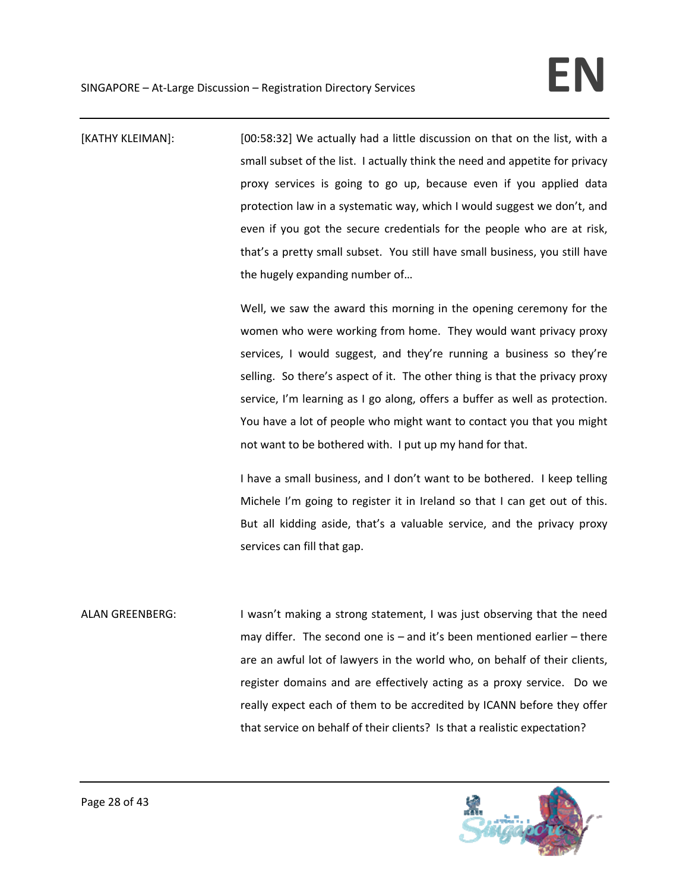[KATHY KLEIMAN]: [00:58:32] We actually had a little discussion on that on the list, with a small subset of the list. I actually think the need and appetite for privacy proxy services is going to go up, because even if you applied data protection law in a systematic way, which I would suggest we don't, and even if you got the secure credentials for the people who are at risk, that's a pretty small subset. You still have small business, you still have the hugely expanding number of…

Well, we saw the award this morning in the opening ceremony for the women who were working from home. They would want privacy proxy services, I would suggest, and they're running a business so they're selling. So there's aspect of it. The other thing is that the privacy proxy service, I'm learning as I go along, offers a buffer as well as protection. You have a lot of people who might want to contact you that you might not want to be bothered with. I put up my hand for that.

I have a small business, and I don't want to be bothered. I keep telling Michele I'm going to register it in Ireland so that I can get out of this. But all kidding aside, that's a valuable service, and the privacy proxy services can fill that gap.

ALAN GREENBERG: I wasn't making a strong statement, I was just observing that the need may differ. The second one is – and it's been mentioned earlier – there are an awful lot of lawyers in the world who, on behalf of their clients, register domains and are effectively acting as a proxy service. Do we really expect each of them to be accredited by ICANN before they offer that service on behalf of their clients? Is that a realistic expectation?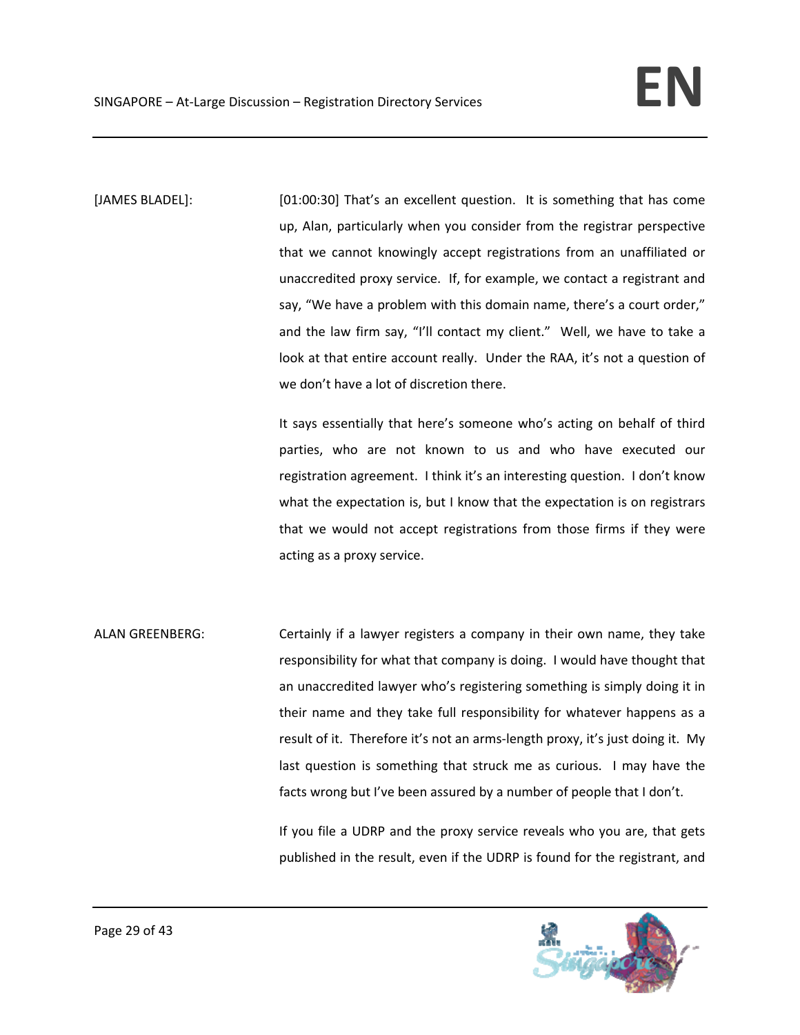[JAMES BLADEL]: [01:00:30] That's an excellent question. It is something that has come up, Alan, particularly when you consider from the registrar perspective that we cannot knowingly accept registrations from an unaffiliated or unaccredited proxy service. If, for example, we contact a registrant and say, "We have a problem with this domain name, there's a court order," and the law firm say, "I'll contact my client." Well, we have to take a look at that entire account really. Under the RAA, it's not a question of we don't have a lot of discretion there.

It says essentially that here's someone who's acting on behalf of third parties, who are not known to us and who have executed our registration agreement. I think it's an interesting question. I don't know what the expectation is, but I know that the expectation is on registrars that we would not accept registrations from those firms if they were acting as a proxy service.

ALAN GREENBERG: Certainly if a lawyer registers a company in their own name, they take responsibility for what that company is doing. I would have thought that an unaccredited lawyer who's registering something is simply doing it in their name and they take full responsibility for whatever happens as a result of it. Therefore it's not an arms-length proxy, it's just doing it. My last question is something that struck me as curious. I may have the facts wrong but I've been assured by a number of people that I don't.

If you file a UDRP and the proxy service reveals who you are, that gets published in the result, even if the UDRP is found for the registrant, and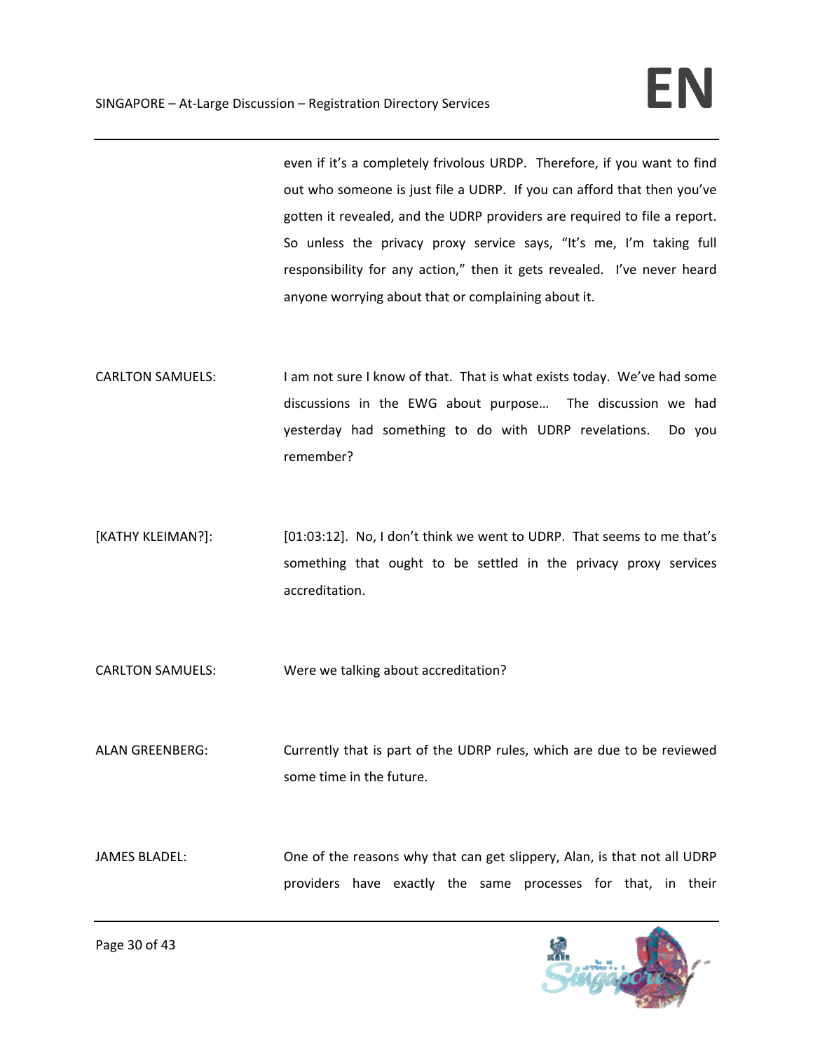even if it's a completely frivolous URDP. Therefore, if you want to find out who someone is just file a UDRP. If you can afford that then you've gotten it revealed, and the UDRP providers are required to file a report. So unless the privacy proxy service says, "It's me, I'm taking full responsibility for any action," then it gets revealed. I've never heard anyone worrying about that or complaining about it.

CARLTON SAMUELS: I am not sure I know of that. That is what exists today. We've had some discussions in the EWG about purpose… The discussion we had yesterday had something to do with UDRP revelations. Do you remember?

[KATHY KLEIMAN?]: [01:03:12]. No, I don't think we went to UDRP. That seems to me that's something that ought to be settled in the privacy proxy services accreditation.

CARLTON SAMUELS: Were we talking about accreditation?

ALAN GREENBERG: Currently that is part of the UDRP rules, which are due to be reviewed some time in the future.

JAMES BLADEL: One of the reasons why that can get slippery, Alan, is that not all UDRP providers have exactly the same processes for that, in their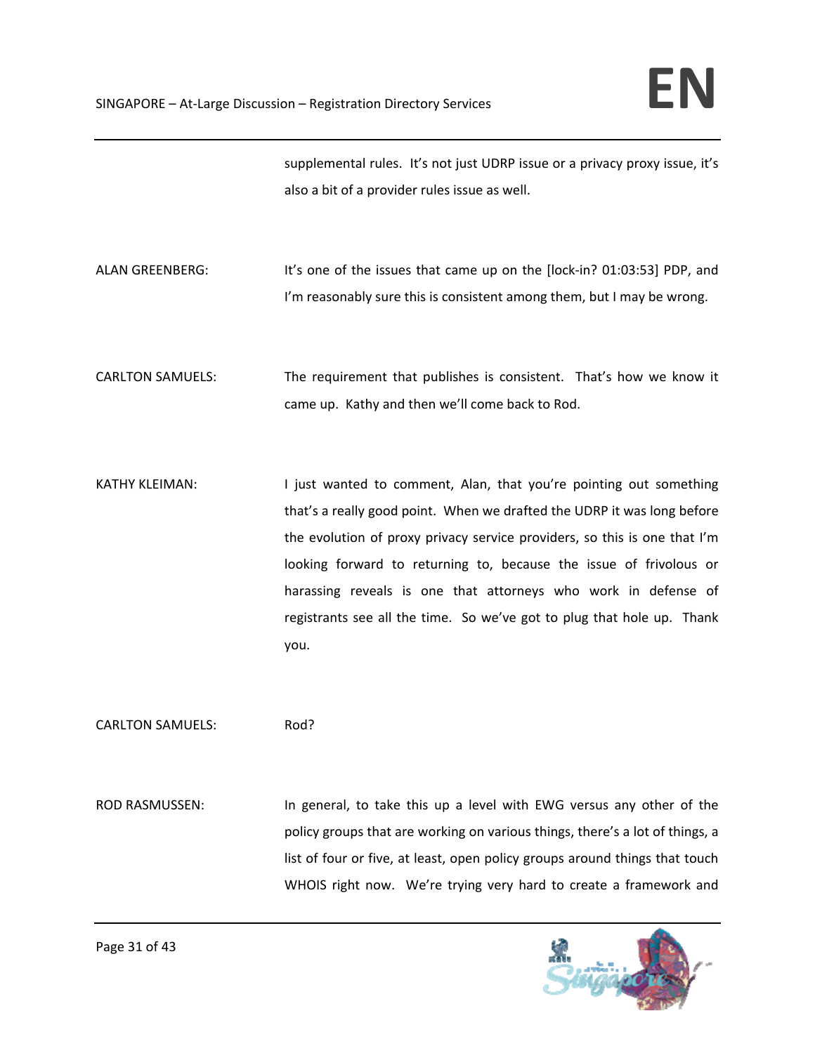supplemental rules. It's not just UDRP issue or a privacy proxy issue, it's also a bit of a provider rules issue as well.

ALAN GREENBERG: It's one of the issues that came up on the [lock-in? 01:03:53] PDP, and I'm reasonably sure this is consistent among them, but I may be wrong.

CARLTON SAMUELS: The requirement that publishes is consistent. That's how we know it came up. Kathy and then we'll come back to Rod.

KATHY KLEIMAN: I just wanted to comment, Alan, that you're pointing out something that's a really good point. When we drafted the UDRP it was long before the evolution of proxy privacy service providers, so this is one that I'm looking forward to returning to, because the issue of frivolous or harassing reveals is one that attorneys who work in defense of registrants see all the time. So we've got to plug that hole up. Thank you.

CARLTON SAMUELS: Rod?

ROD RASMUSSEN: In general, to take this up a level with EWG versus any other of the policy groups that are working on various things, there's a lot of things, a list of four or five, at least, open policy groups around things that touch WHOIS right now. We're trying very hard to create a framework and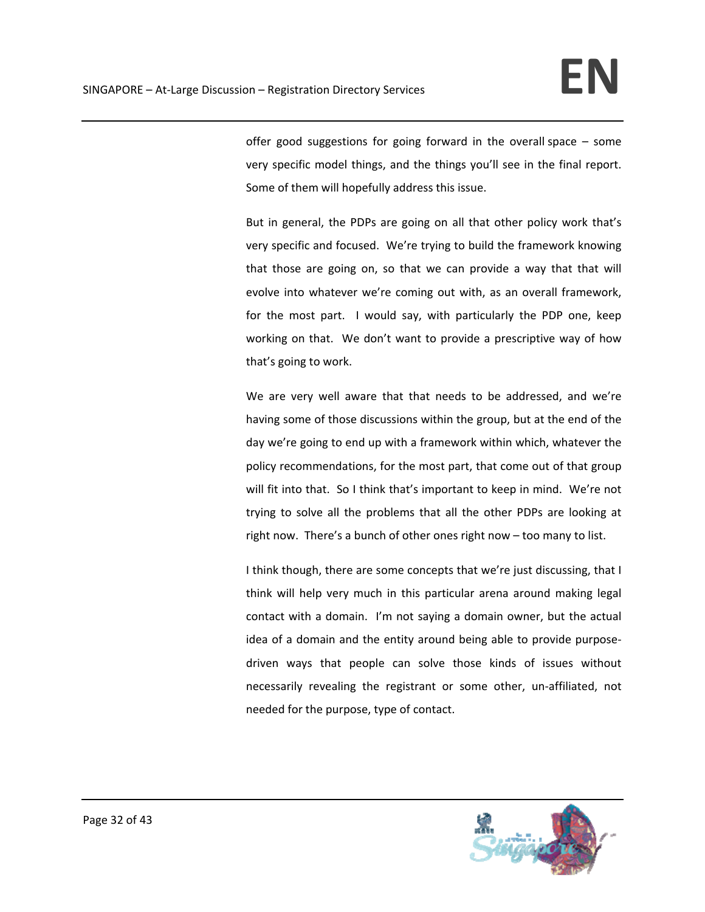offer good suggestions for going forward in the overall space – some very specific model things, and the things you'll see in the final report. Some of them will hopefully address this issue.

But in general, the PDPs are going on all that other policy work that's very specific and focused. We're trying to build the framework knowing that those are going on, so that we can provide a way that that will evolve into whatever we're coming out with, as an overall framework, for the most part. I would say, with particularly the PDP one, keep working on that. We don't want to provide a prescriptive way of how that's going to work.

We are very well aware that that needs to be addressed, and we're having some of those discussions within the group, but at the end of the day we're going to end up with a framework within which, whatever the policy recommendations, for the most part, that come out of that group will fit into that. So I think that's important to keep in mind. We're not trying to solve all the problems that all the other PDPs are looking at right now. There's a bunch of other ones right now – too many to list.

I think though, there are some concepts that we're just discussing, that I think will help very much in this particular arena around making legal contact with a domain. I'm not saying a domain owner, but the actual idea of a domain and the entity around being able to provide purpose-driven ways that people can solve those kinds of issues without necessarily revealing the registrant or some other, un-affiliated, not needed for the purpose, type of contact.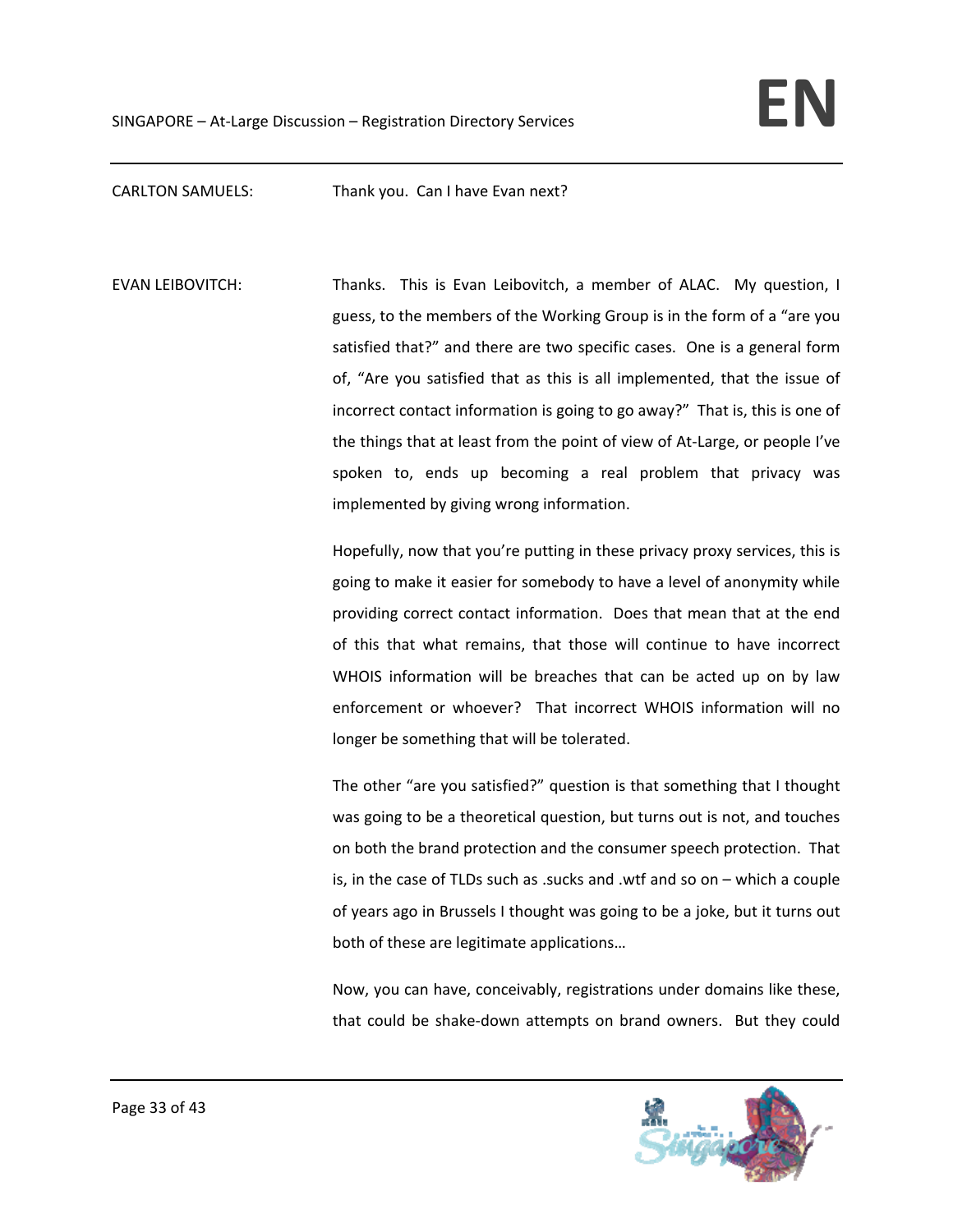CARLTON SAMUELS: Thank you. Can I have Evan next?

EVAN LEIBOVITCH: Thanks. This is Evan Leibovitch, a member of ALAC. My question, I guess, to the members of the Working Group is in the form of a "are you satisfied that?" and there are two specific cases. One is a general form of, "Are you satisfied that as this is all implemented, that the issue of incorrect contact information is going to go away?" That is, this is one of the things that at least from the point of view of At-Large, or people I've spoken to, ends up becoming a real problem that privacy was implemented by giving wrong information.

Hopefully, now that you're putting in these privacy proxy services, this is going to make it easier for somebody to have a level of anonymity while providing correct contact information. Does that mean that at the end of this that what remains, that those will continue to have incorrect WHOIS information will be breaches that can be acted up on by law enforcement or whoever? That incorrect WHOIS information will no longer be something that will be tolerated.

The other "are you satisfied?" question is that something that I thought was going to be a theoretical question, but turns out is not, and touches on both the brand protection and the consumer speech protection. That is, in the case of TLDs such as .sucks and .wtf and so on – which a couple of years ago in Brussels I thought was going to be a joke, but it turns out both of these are legitimate applications…

Now, you can have, conceivably, registrations under domains like these, that could be shake-down attempts on brand owners. But they could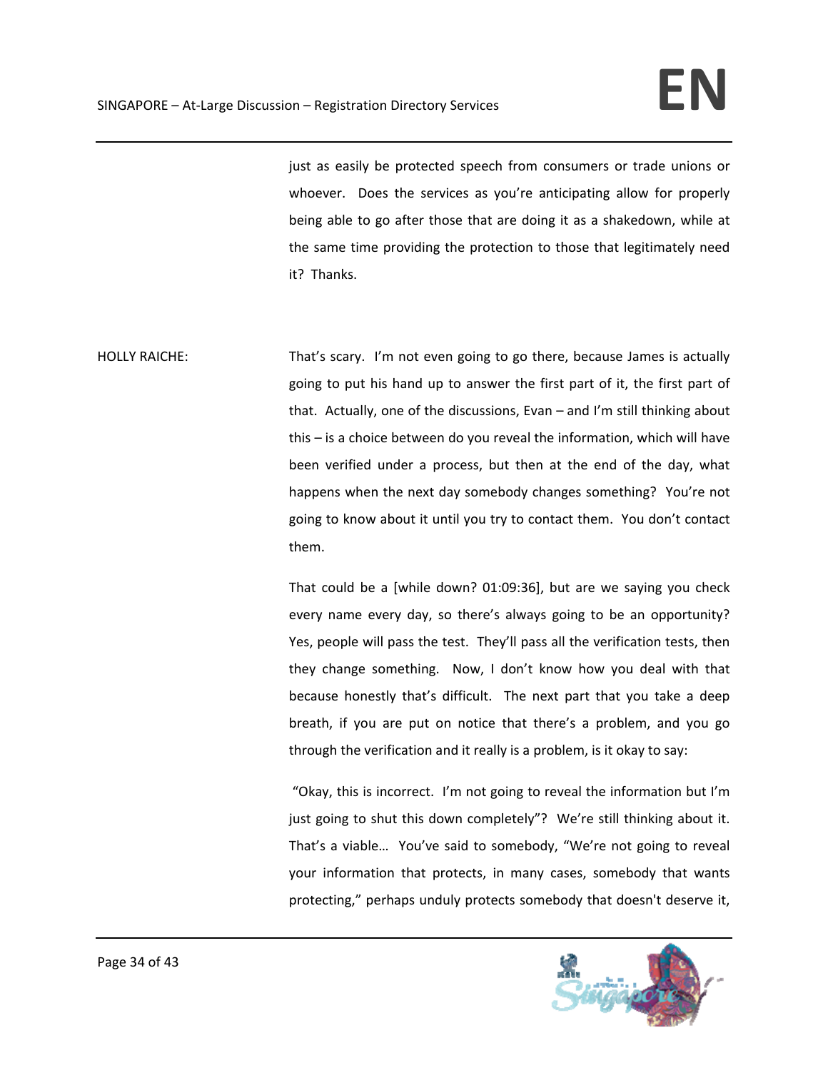just as easily be protected speech from consumers or trade unions or whoever. Does the services as you're anticipating allow for properly being able to go after those that are doing it as a shakedown, while at the same time providing the protection to those that legitimately need it? Thanks.

HOLLY RAICHE: That's scary. I'm not even going to go there, because James is actually going to put his hand up to answer the first part of it, the first part of that. Actually, one of the discussions, Evan – and I'm still thinking about this – is a choice between do you reveal the information, which will have been verified under a process, but then at the end of the day, what happens when the next day somebody changes something? You're not going to know about it until you try to contact them. You don't contact them.

That could be a [while down? 01:09:36], but are we saying you check every name every day, so there's always going to be an opportunity? Yes, people will pass the test. They'll pass all the verification tests, then they change something. Now, I don't know how you deal with that because honestly that's difficult. The next part that you take a deep breath, if you are put on notice that there's a problem, and you go through the verification and it really is a problem, is it okay to say:

"Okay, this is incorrect. I'm not going to reveal the information but I'm just going to shut this down completely"? We're still thinking about it. That's a viable… You've said to somebody, "We're not going to reveal your information that protects, in many cases, somebody that wants protecting," perhaps unduly protects somebody that doesn't deserve it,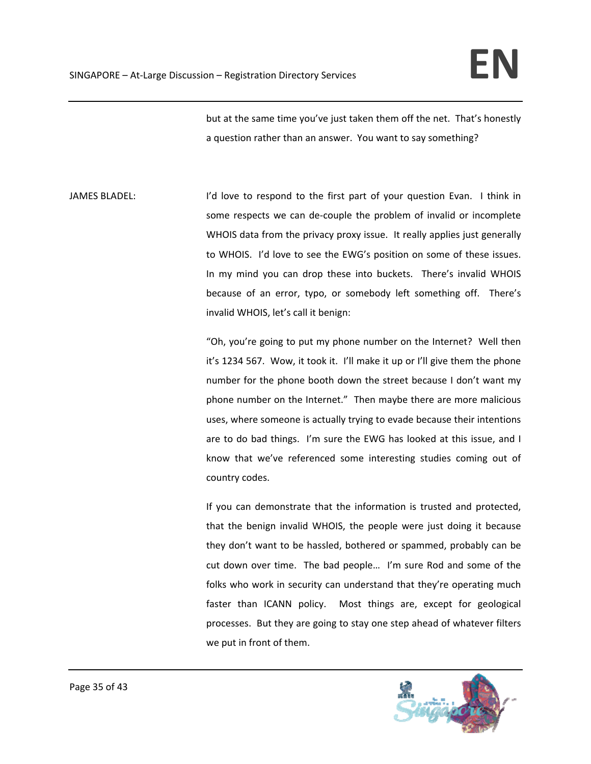but at the same time you've just taken them off the net. That's honestly a question rather than an answer. You want to say something?

JAMES BLADEL: I'd love to respond to the first part of your question Evan. I think in some respects we can de-couple the problem of invalid or incomplete WHOIS data from the privacy proxy issue. It really applies just generally to WHOIS. I'd love to see the EWG's position on some of these issues. In my mind you can drop these into buckets. There's invalid WHOIS because of an error, typo, or somebody left something off. There's invalid WHOIS, let's call it benign:

"Oh, you're going to put my phone number on the Internet? Well then it's 1234 567. Wow, it took it. I'll make it up or I'll give them the phone number for the phone booth down the street because I don't want my phone number on the Internet." Then maybe there are more malicious uses, where someone is actually trying to evade because their intentions are to do bad things. I'm sure the EWG has looked at this issue, and I know that we've referenced some interesting studies coming out of country codes.

If you can demonstrate that the information is trusted and protected, that the benign invalid WHOIS, the people were just doing it because they don't want to be hassled, bothered or spammed, probably can be cut down over time. The bad people… I'm sure Rod and some of the folks who work in security can understand that they're operating much faster than ICANN policy. Most things are, except for geological processes. But they are going to stay one step ahead of whatever filters we put in front of them.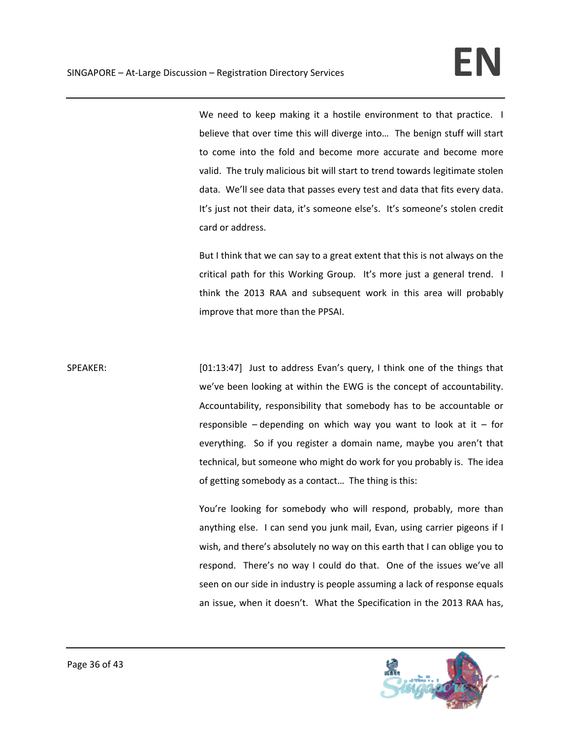We need to keep making it a hostile environment to that practice. I believe that over time this will diverge into… The benign stuff will start to come into the fold and become more accurate and become more valid. The truly malicious bit will start to trend towards legitimate stolen data. We'll see data that passes every test and data that fits every data. It's just not their data, it's someone else's. It's someone's stolen credit card or address.

But I think that we can say to a great extent that this is not always on the critical path for this Working Group. It's more just a general trend. I think the 2013 RAA and subsequent work in this area will probably improve that more than the PPSAI.

SPEAKER: [01:13:47] Just to address Evan's query, I think one of the things that we've been looking at within the EWG is the concept of accountability. Accountability, responsibility that somebody has to be accountable or responsible – depending on which way you want to look at it – for everything. So if you register a domain name, maybe you aren't that technical, but someone who might do work for you probably is. The idea of getting somebody as a contact… The thing is this:

You're looking for somebody who will respond, probably, more than anything else. I can send you junk mail, Evan, using carrier pigeons if I wish, and there's absolutely no way on this earth that I can oblige you to respond. There's no way I could do that. One of the issues we've all seen on our side in industry is people assuming a lack of response equals an issue, when it doesn't. What the Specification in the 2013 RAA has,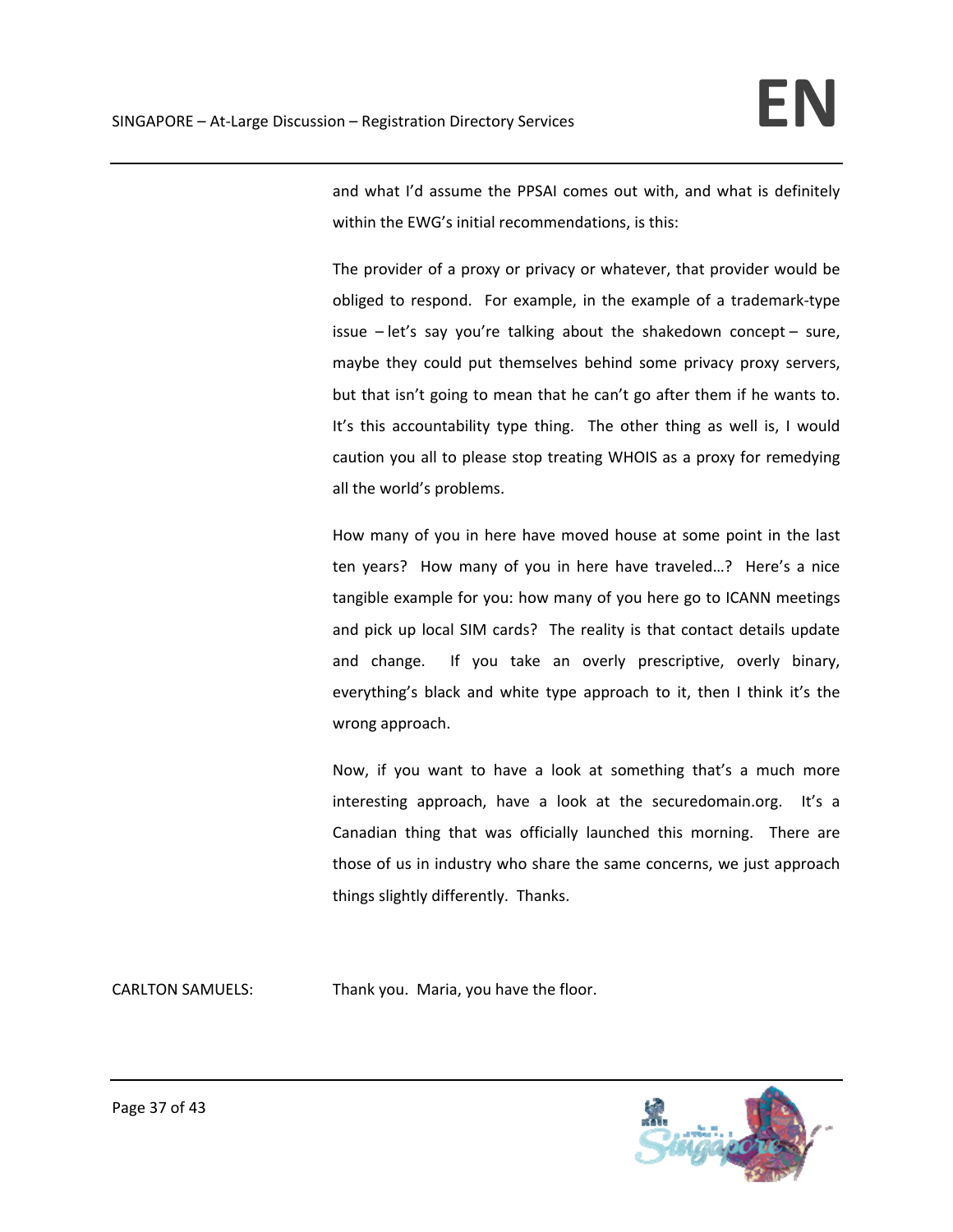and what I'd assume the PPSAI comes out with, and what is definitely within the EWG's initial recommendations, is this:

The provider of a proxy or privacy or whatever, that provider would be obliged to respond. For example, in the example of a trademark-type issue – let's say you're talking about the shakedown concept – sure, maybe they could put themselves behind some privacy proxy servers, but that isn't going to mean that he can't go after them if he wants to. It's this accountability type thing. The other thing as well is, I would caution you all to please stop treating WHOIS as a proxy for remedying all the world's problems.

How many of you in here have moved house at some point in the last ten years? How many of you in here have traveled…? Here's a nice tangible example for you: how many of you here go to ICANN meetings and pick up local SIM cards? The reality is that contact details update and change. If you take an overly prescriptive, overly binary, everything's black and white type approach to it, then I think it's the wrong approach.

Now, if you want to have a look at something that's a much more interesting approach, have a look at the securedomain.org. It's a Canadian thing that was officially launched this morning. There are those of us in industry who share the same concerns, we just approach things slightly differently. Thanks.

CARLTON SAMUELS: Thank you. Maria, you have the floor.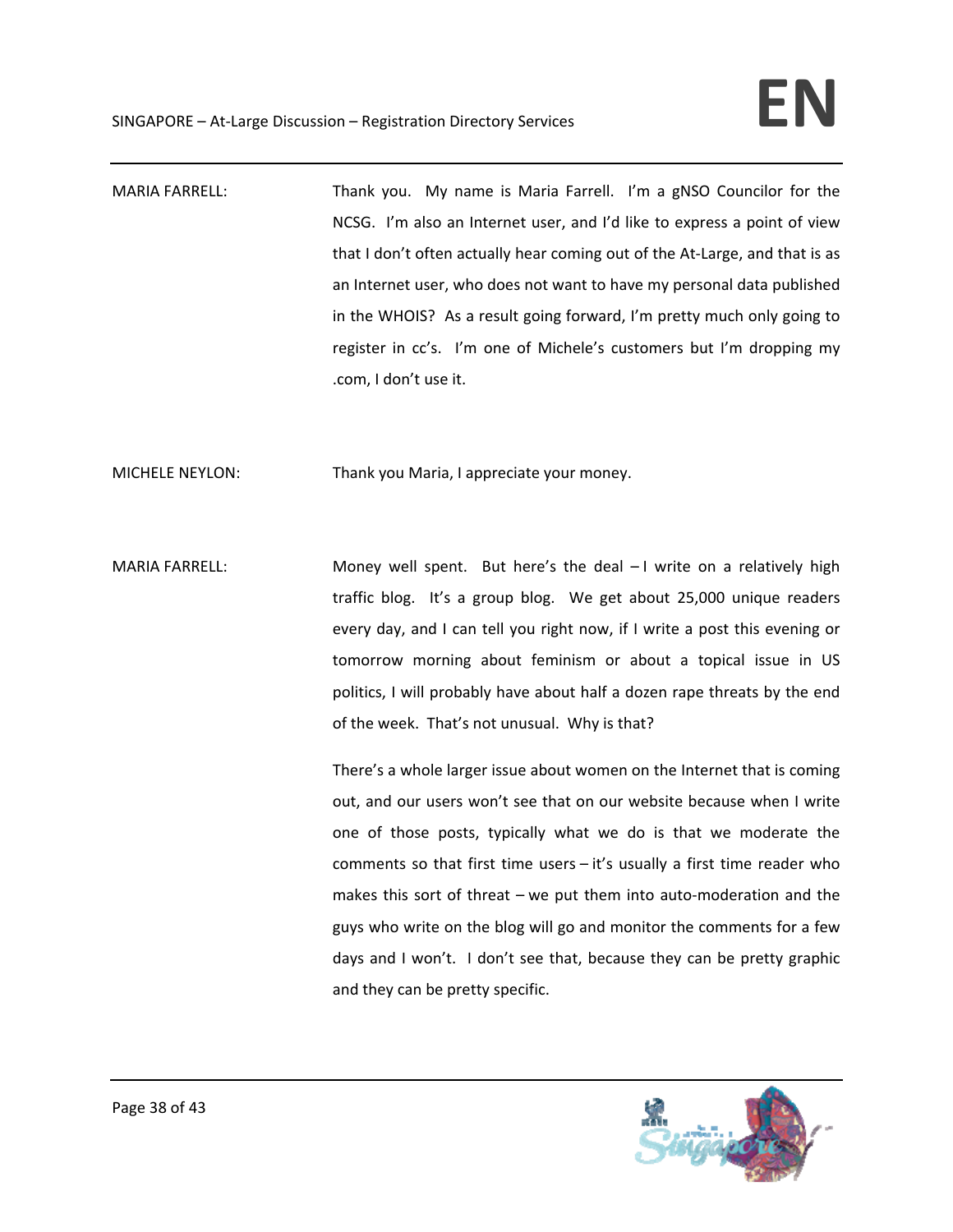MARIA FARRELL: Thank you. My name is Maria Farrell. I'm a gNSO Councilor for the NCSG. I'm also an Internet user, and I'd like to express a point of view that I don't often actually hear coming out of the At-Large, and that is as an Internet user, who does not want to have my personal data published in the WHOIS? As a result going forward, I'm pretty much only going to register in cc's. I'm one of Michele's customers but I'm dropping my .com, I don't use it.

MICHELE NEYLON: Thank you Maria, I appreciate your money.

MARIA FARRELL: Money well spent. But here's the deal – I write on a relatively high traffic blog. It's a group blog. We get about 25,000 unique readers every day, and I can tell you right now, if I write a post this evening or tomorrow morning about feminism or about a topical issue in US politics, I will probably have about half a dozen rape threats by the end of the week. That's not unusual. Why is that?

There's a whole larger issue about women on the Internet that is coming out, and our users won't see that on our website because when I write one of those posts, typically what we do is that we moderate the comments so that first time users – it's usually a first time reader who makes this sort of threat – we put them into auto-moderation and the guys who write on the blog will go and monitor the comments for a few days and I won't. I don't see that, because they can be pretty graphic and they can be pretty specific.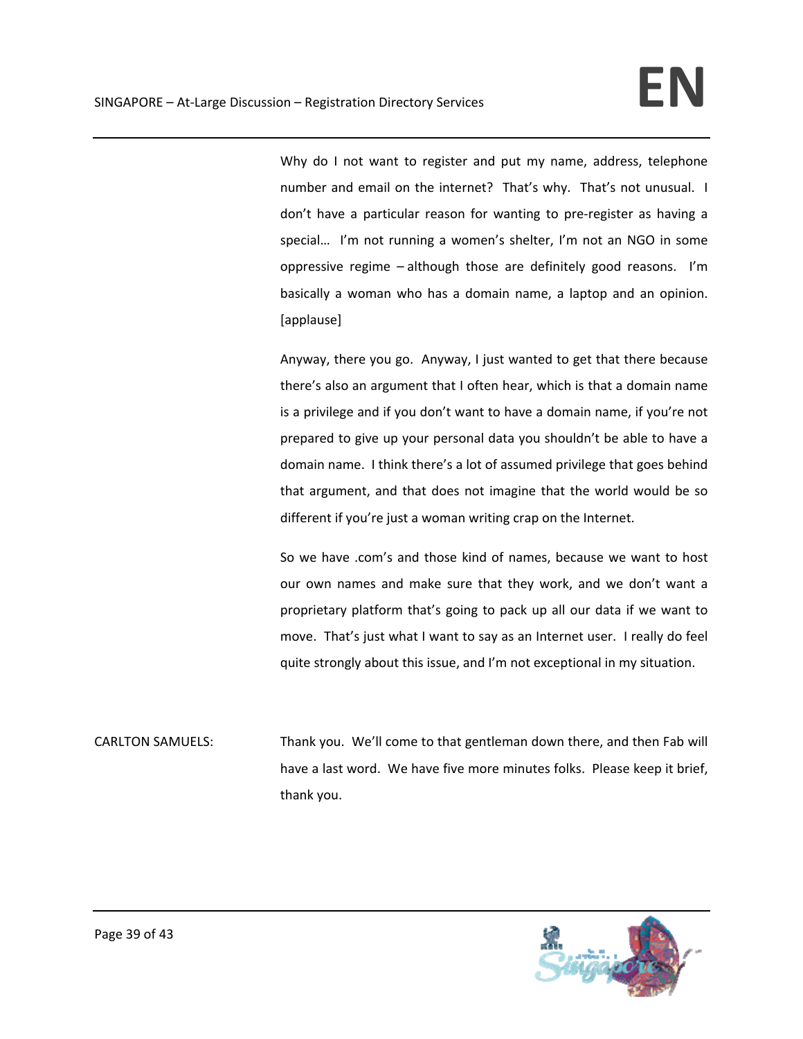Why do I not want to register and put my name, address, telephone number and email on the internet? That's why. That's not unusual. I don't have a particular reason for wanting to pre-register as having a special… I'm not running a women's shelter, I'm not an NGO in some oppressive regime – although those are definitely good reasons. I'm basically a woman who has a domain name, a laptop and an opinion. [applause]

Anyway, there you go. Anyway, I just wanted to get that there because there's also an argument that I often hear, which is that a domain name is a privilege and if you don't want to have a domain name, if you're not prepared to give up your personal data you shouldn't be able to have a domain name. I think there's a lot of assumed privilege that goes behind that argument, and that does not imagine that the world would be so different if you're just a woman writing crap on the Internet.

So we have .com's and those kind of names, because we want to host our own names and make sure that they work, and we don't want a proprietary platform that's going to pack up all our data if we want to move. That's just what I want to say as an Internet user. I really do feel quite strongly about this issue, and I'm not exceptional in my situation.

CARLTON SAMUELS: Thank you. We'll come to that gentleman down there, and then Fab will have a last word. We have five more minutes folks. Please keep it brief, thank you.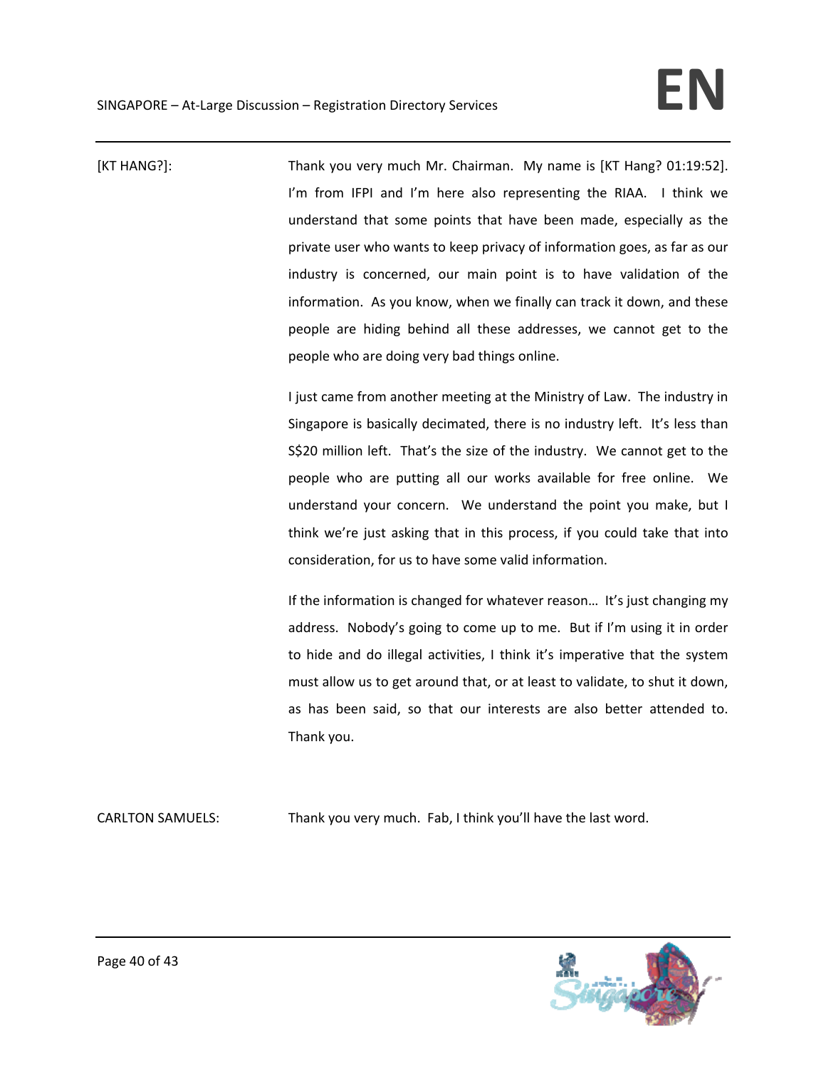[KT HANG?]: Thank you very much Mr. Chairman. My name is [KT Hang? 01:19:52]. I'm from IFPI and I'm here also representing the RIAA. I think we understand that some points that have been made, especially as the private user who wants to keep privacy of information goes, as far as our industry is concerned, our main point is to have validation of the information. As you know, when we finally can track it down, and these people are hiding behind all these addresses, we cannot get to the people who are doing very bad things online.

I just came from another meeting at the Ministry of Law. The industry in Singapore is basically decimated, there is no industry left. It's less than S$20 million left. That's the size of the industry. We cannot get to the people who are putting all our works available for free online. We understand your concern. We understand the point you make, but I think we're just asking that in this process, if you could take that into consideration, for us to have some valid information.

If the information is changed for whatever reason… It's just changing my address. Nobody's going to come up to me. But if I'm using it in order to hide and do illegal activities, I think it's imperative that the system must allow us to get around that, or at least to validate, to shut it down, as has been said, so that our interests are also better attended to. Thank you.

CARLTON SAMUELS: Thank you very much. Fab, I think you'll have the last word.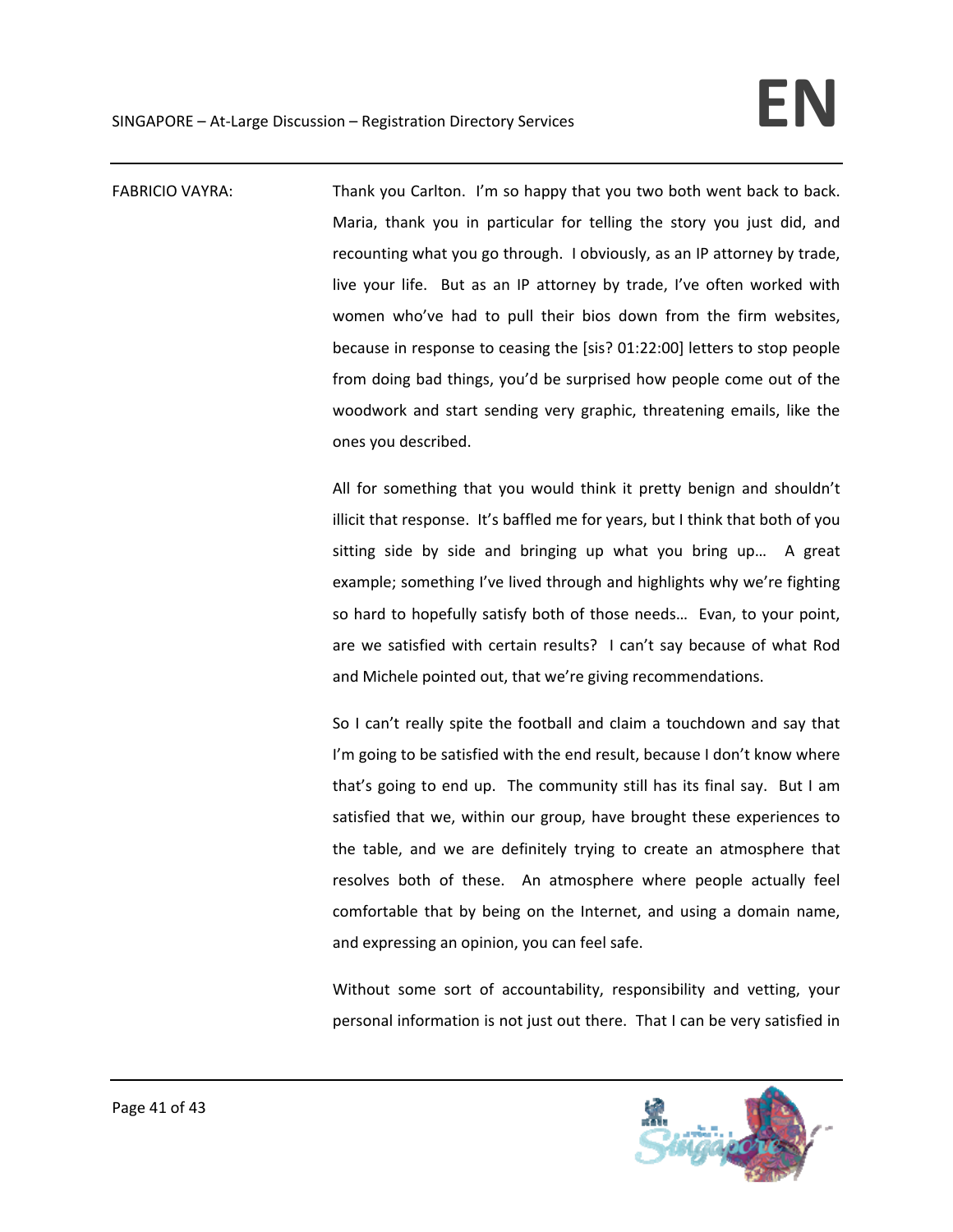FABRICIO VAYRA: Thank you Carlton. I'm so happy that you two both went back to back. Maria, thank you in particular for telling the story you just did, and recounting what you go through. I obviously, as an IP attorney by trade, live your life. But as an IP attorney by trade, I've often worked with women who've had to pull their bios down from the firm websites, because in response to ceasing the [sis? 01:22:00] letters to stop people from doing bad things, you'd be surprised how people come out of the woodwork and start sending very graphic, threatening emails, like the ones you described.

All for something that you would think it pretty benign and shouldn't illicit that response. It's baffled me for years, but I think that both of you sitting side by side and bringing up what you bring up… A great example; something I've lived through and highlights why we're fighting so hard to hopefully satisfy both of those needs… Evan, to your point, are we satisfied with certain results? I can't say because of what Rod and Michele pointed out, that we're giving recommendations.

So I can't really spite the football and claim a touchdown and say that I'm going to be satisfied with the end result, because I don't know where that's going to end up. The community still has its final say. But I am satisfied that we, within our group, have brought these experiences to the table, and we are definitely trying to create an atmosphere that resolves both of these. An atmosphere where people actually feel comfortable that by being on the Internet, and using a domain name, and expressing an opinion, you can feel safe.

Without some sort of accountability, responsibility and vetting, your personal information is not just out there. That I can be very satisfied in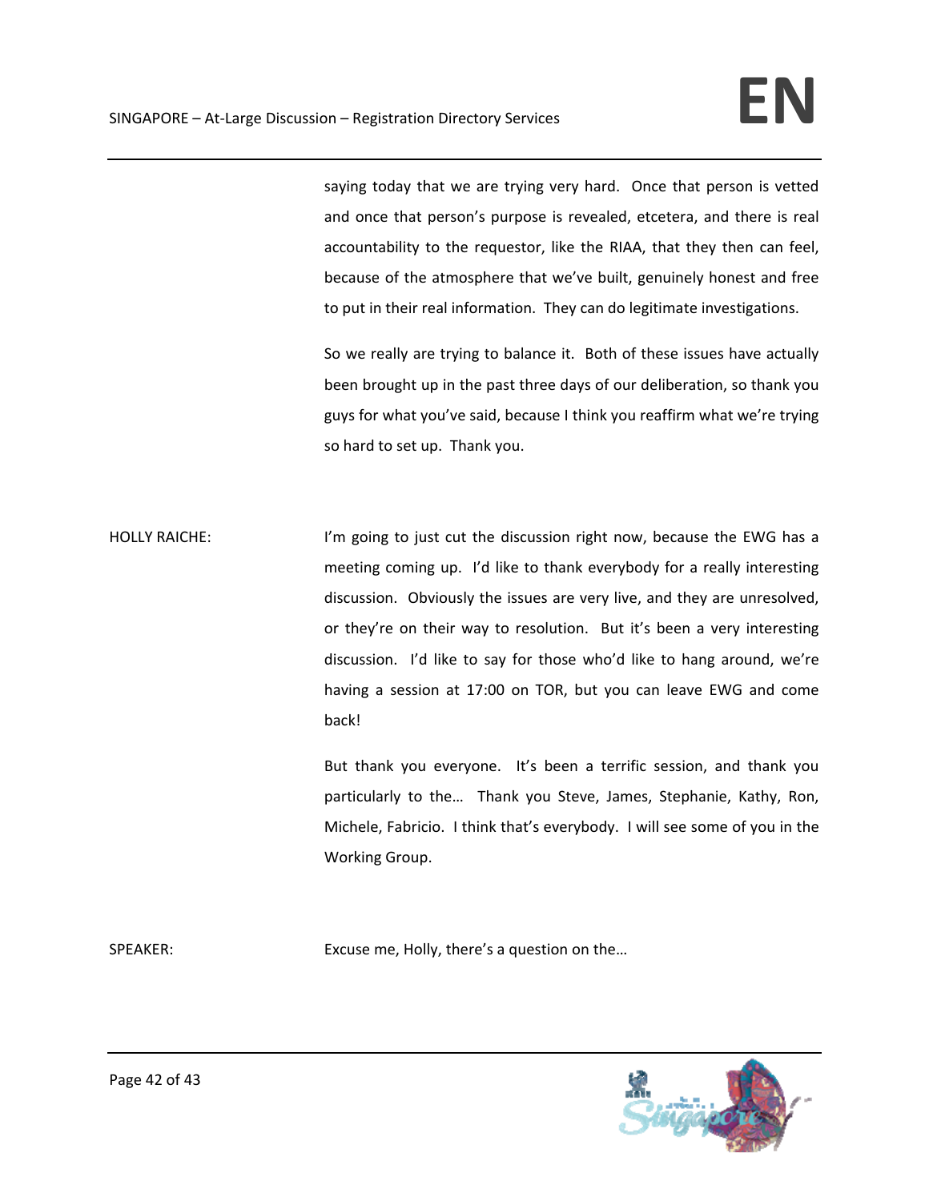saying today that we are trying very hard. Once that person is vetted and once that person's purpose is revealed, etcetera, and there is real accountability to the requestor, like the RIAA, that they then can feel, because of the atmosphere that we've built, genuinely honest and free to put in their real information. They can do legitimate investigations.

So we really are trying to balance it. Both of these issues have actually been brought up in the past three days of our deliberation, so thank you guys for what you've said, because I think you reaffirm what we're trying so hard to set up. Thank you.

HOLLY RAICHE: I'm going to just cut the discussion right now, because the EWG has a meeting coming up. I'd like to thank everybody for a really interesting discussion. Obviously the issues are very live, and they are unresolved, or they're on their way to resolution. But it's been a very interesting discussion. I'd like to say for those who'd like to hang around, we're having a session at 17:00 on TOR, but you can leave EWG and come back!

But thank you everyone. It's been a terrific session, and thank you particularly to the… Thank you Steve, James, Stephanie, Kathy, Ron, Michele, Fabricio. I think that's everybody. I will see some of you in the Working Group.

SPEAKER: Excuse me, Holly, there's a question on the…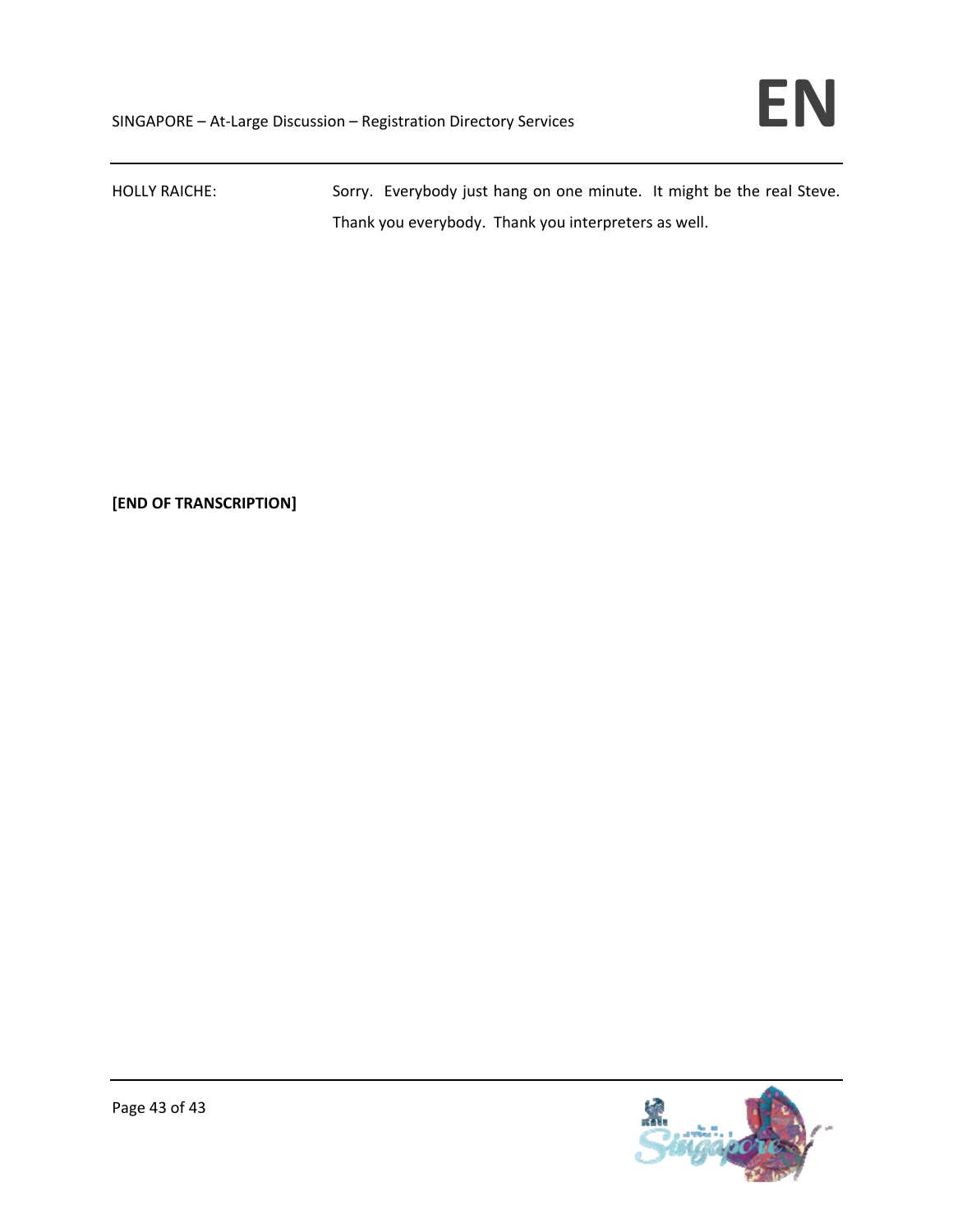HOLLY RAICHE: Sorry. Everybody just hang on one minute. It might be the real Steve. Thank you everybody. Thank you interpreters as well.

**[END OF TRANSCRIPTION]**